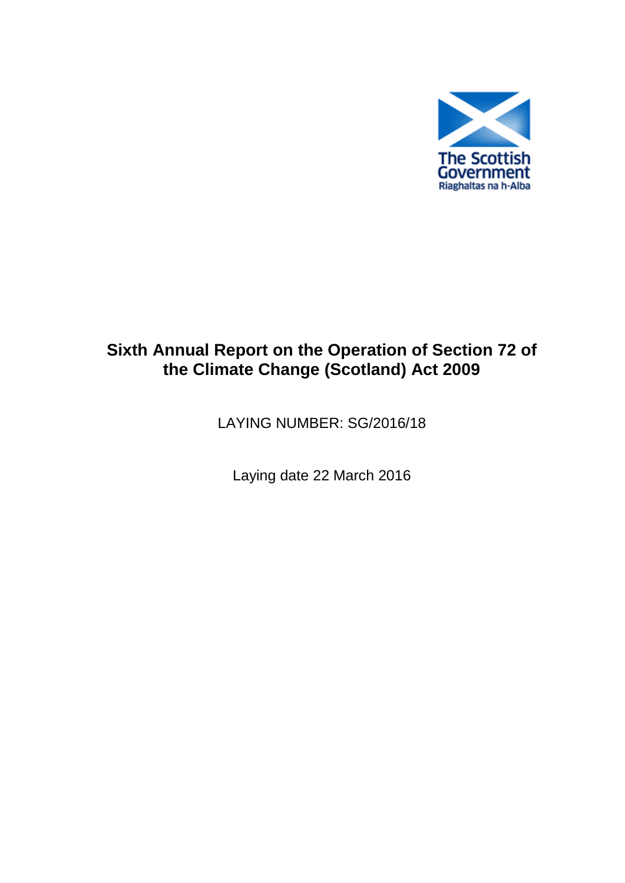The Scottish Government
Riaghaltas na h-Alba

# Sixth Annual Report on the Operation of Section 72 of the Climate Change (Scotland) Act 2009

LAYING NUMBER: SG/2016/18

Laying date 22 March 2016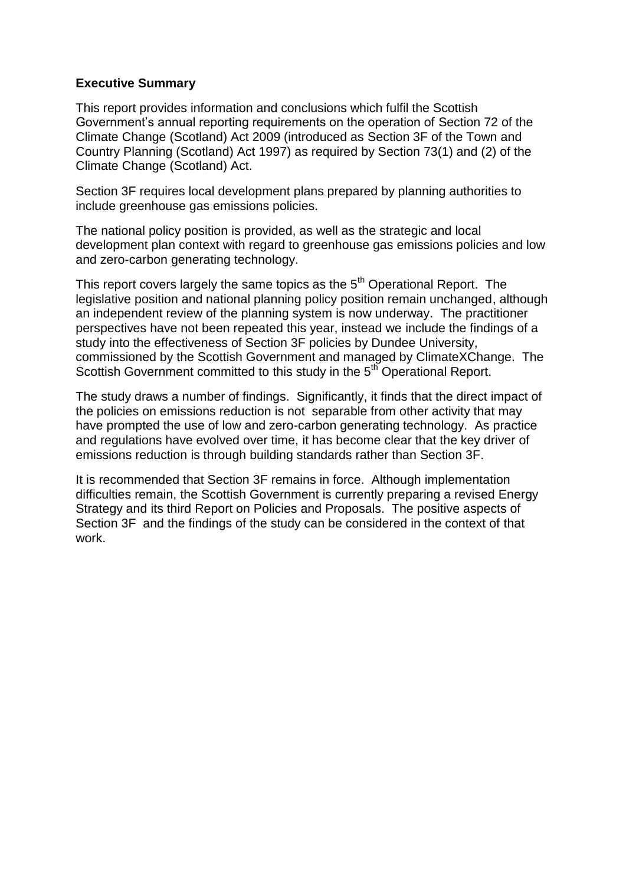**Executive Summary**

This report provides information and conclusions which fulfil the Scottish Government's annual reporting requirements on the operation of Section 72 of the Climate Change (Scotland) Act 2009 (introduced as Section 3F of the Town and Country Planning (Scotland) Act 1997) as required by Section 73(1) and (2) of the Climate Change (Scotland) Act.

Section 3F requires local development plans prepared by planning authorities to include greenhouse gas emissions policies.

The national policy position is provided, as well as the strategic and local development plan context with regard to greenhouse gas emissions policies and low and zero-carbon generating technology.

This report covers largely the same topics as the 5th Operational Report. The legislative position and national planning policy position remain unchanged, although an independent review of the planning system is now underway. The practitioner perspectives have not been repeated this year, instead we include the findings of a study into the effectiveness of Section 3F policies by Dundee University, commissioned by the Scottish Government and managed by ClimateXChange. The Scottish Government committed to this study in the 5th Operational Report.

The study draws a number of findings. Significantly, it finds that the direct impact of the policies on emissions reduction is not separable from other activity that may have prompted the use of low and zero-carbon generating technology. As practice and regulations have evolved over time, it has become clear that the key driver of emissions reduction is through building standards rather than Section 3F.

It is recommended that Section 3F remains in force. Although implementation difficulties remain, the Scottish Government is currently preparing a revised Energy Strategy and its third Report on Policies and Proposals. The positive aspects of Section 3F and the findings of the study can be considered in the context of that work.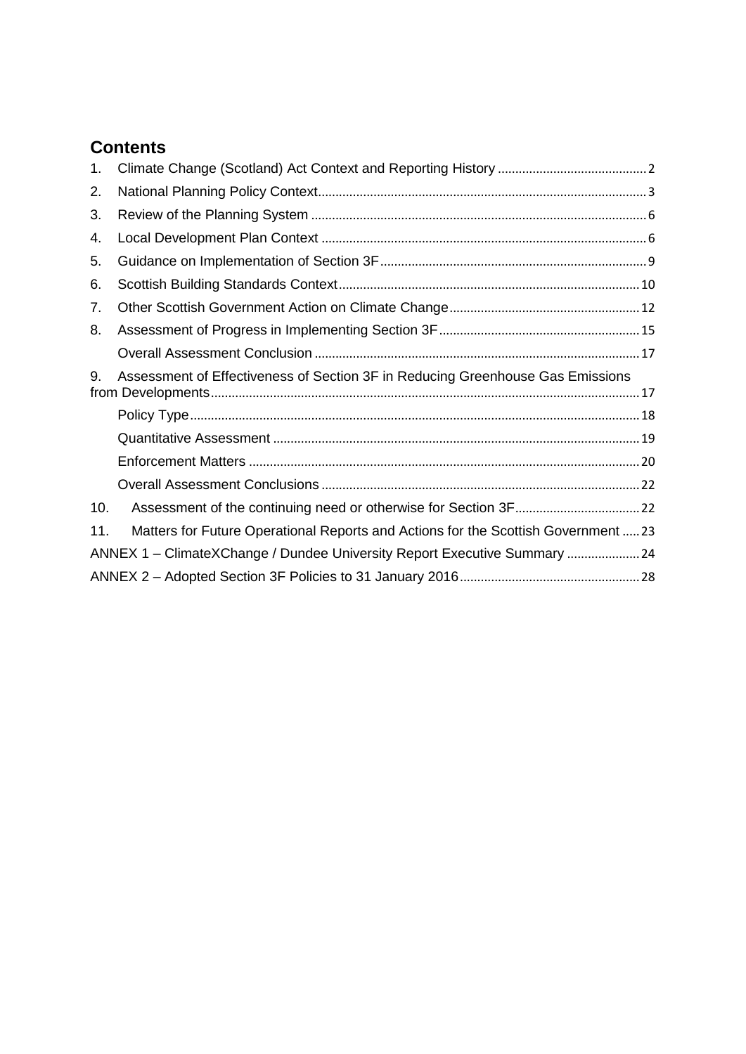# Contents

1. Climate Change (Scotland) Act Context and Reporting History .......... 2
2. National Planning Policy Context .......... 3
3. Review of the Planning System .......... 6
4. Local Development Plan Context .......... 6
5. Guidance on Implementation of Section 3F .......... 9
6. Scottish Building Standards Context .......... 10
7. Other Scottish Government Action on Climate Change .......... 12
8. Assessment of Progress in Implementing Section 3F .......... 15
   - Overall Assessment Conclusion .......... 17
9. Assessment of Effectiveness of Section 3F in Reducing Greenhouse Gas Emissions from Developments .......... 17
   - Policy Type .......... 18
   - Quantitative Assessment .......... 19
   - Enforcement Matters .......... 20
   - Overall Assessment Conclusions .......... 22
10. Assessment of the continuing need or otherwise for Section 3F .......... 22
11. Matters for Future Operational Reports and Actions for the Scottish Government .......... 23

ANNEX 1 – ClimateXChange / Dundee University Report Executive Summary .......... 24

ANNEX 2 – Adopted Section 3F Policies to 31 January 2016 .......... 28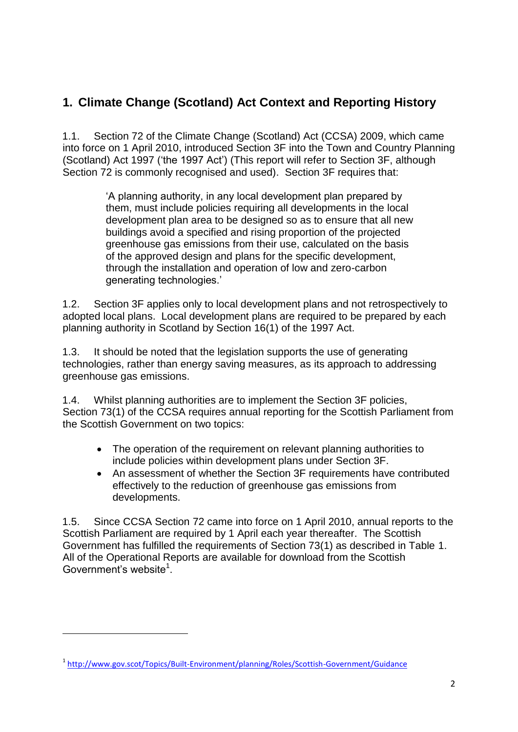## 1. Climate Change (Scotland) Act Context and Reporting History

1.1. Section 72 of the Climate Change (Scotland) Act (CCSA) 2009, which came into force on 1 April 2010, introduced Section 3F into the Town and Country Planning (Scotland) Act 1997 ('the 1997 Act') (This report will refer to Section 3F, although Section 72 is commonly recognised and used). Section 3F requires that:

> 'A planning authority, in any local development plan prepared by them, must include policies requiring all developments in the local development plan area to be designed so as to ensure that all new buildings avoid a specified and rising proportion of the projected greenhouse gas emissions from their use, calculated on the basis of the approved design and plans for the specific development, through the installation and operation of low and zero-carbon generating technologies.'

1.2. Section 3F applies only to local development plans and not retrospectively to adopted local plans. Local development plans are required to be prepared by each planning authority in Scotland by Section 16(1) of the 1997 Act.

1.3. It should be noted that the legislation supports the use of generating technologies, rather than energy saving measures, as its approach to addressing greenhouse gas emissions.

1.4. Whilst planning authorities are to implement the Section 3F policies, Section 73(1) of the CCSA requires annual reporting for the Scottish Parliament from the Scottish Government on two topics:

- The operation of the requirement on relevant planning authorities to include policies within development plans under Section 3F.
- An assessment of whether the Section 3F requirements have contributed effectively to the reduction of greenhouse gas emissions from developments.

1.5. Since CCSA Section 72 came into force on 1 April 2010, annual reports to the Scottish Parliament are required by 1 April each year thereafter. The Scottish Government has fulfilled the requirements of Section 73(1) as described in Table 1. All of the Operational Reports are available for download from the Scottish Government's website[1].

---

[1] http://www.gov.scot/Topics/Built-Environment/planning/Roles/Scottish-Government/Guidance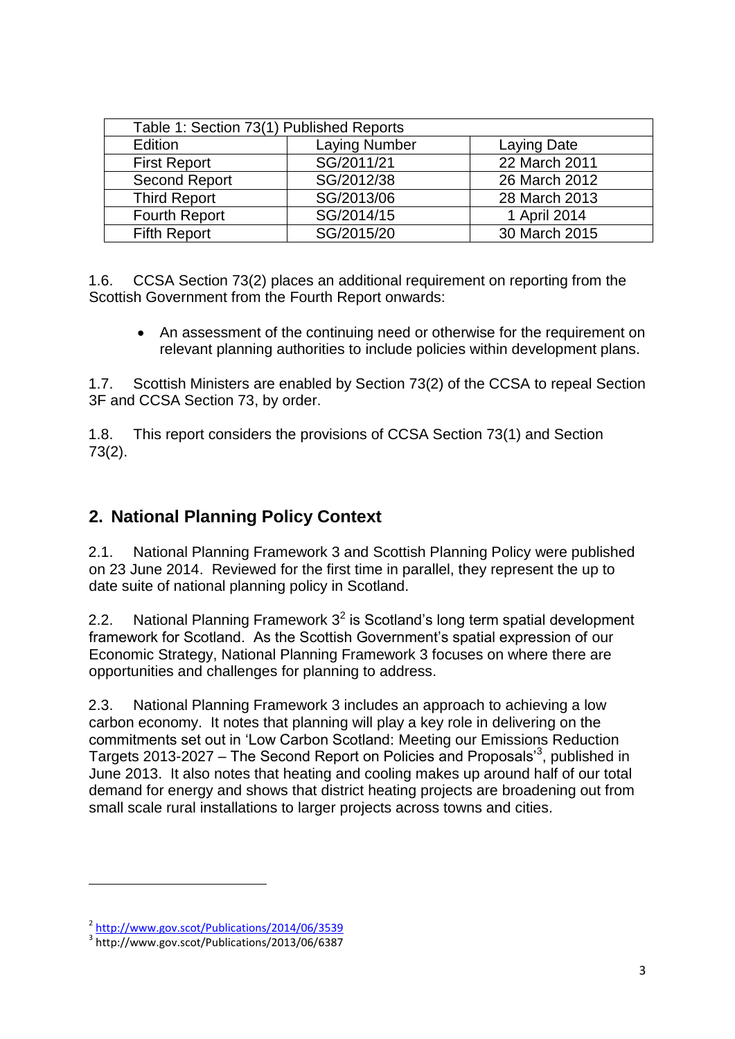| Table 1: Section 73(1) Published Reports | | |
|---|---|---|
| Edition | Laying Number | Laying Date |
| First Report | SG/2011/21 | 22 March 2011 |
| Second Report | SG/2012/38 | 26 March 2012 |
| Third Report | SG/2013/06 | 28 March 2013 |
| Fourth Report | SG/2014/15 | 1 April 2014 |
| Fifth Report | SG/2015/20 | 30 March 2015 |

1.6. CCSA Section 73(2) places an additional requirement on reporting from the Scottish Government from the Fourth Report onwards:

- An assessment of the continuing need or otherwise for the requirement on relevant planning authorities to include policies within development plans.

1.7. Scottish Ministers are enabled by Section 73(2) of the CCSA to repeal Section 3F and CCSA Section 73, by order.

1.8. This report considers the provisions of CCSA Section 73(1) and Section 73(2).

## 2. National Planning Policy Context

2.1. National Planning Framework 3 and Scottish Planning Policy were published on 23 June 2014. Reviewed for the first time in parallel, they represent the up to date suite of national planning policy in Scotland.

2.2. National Planning Framework 3[2] is Scotland's long term spatial development framework for Scotland. As the Scottish Government's spatial expression of our Economic Strategy, National Planning Framework 3 focuses on where there are opportunities and challenges for planning to address.

2.3. National Planning Framework 3 includes an approach to achieving a low carbon economy. It notes that planning will play a key role in delivering on the commitments set out in 'Low Carbon Scotland: Meeting our Emissions Reduction Targets 2013-2027 – The Second Report on Policies and Proposals'[3], published in June 2013. It also notes that heating and cooling makes up around half of our total demand for energy and shows that district heating projects are broadening out from small scale rural installations to larger projects across towns and cities.

[2] http://www.gov.scot/Publications/2014/06/3539
[3] http://www.gov.scot/Publications/2013/06/6387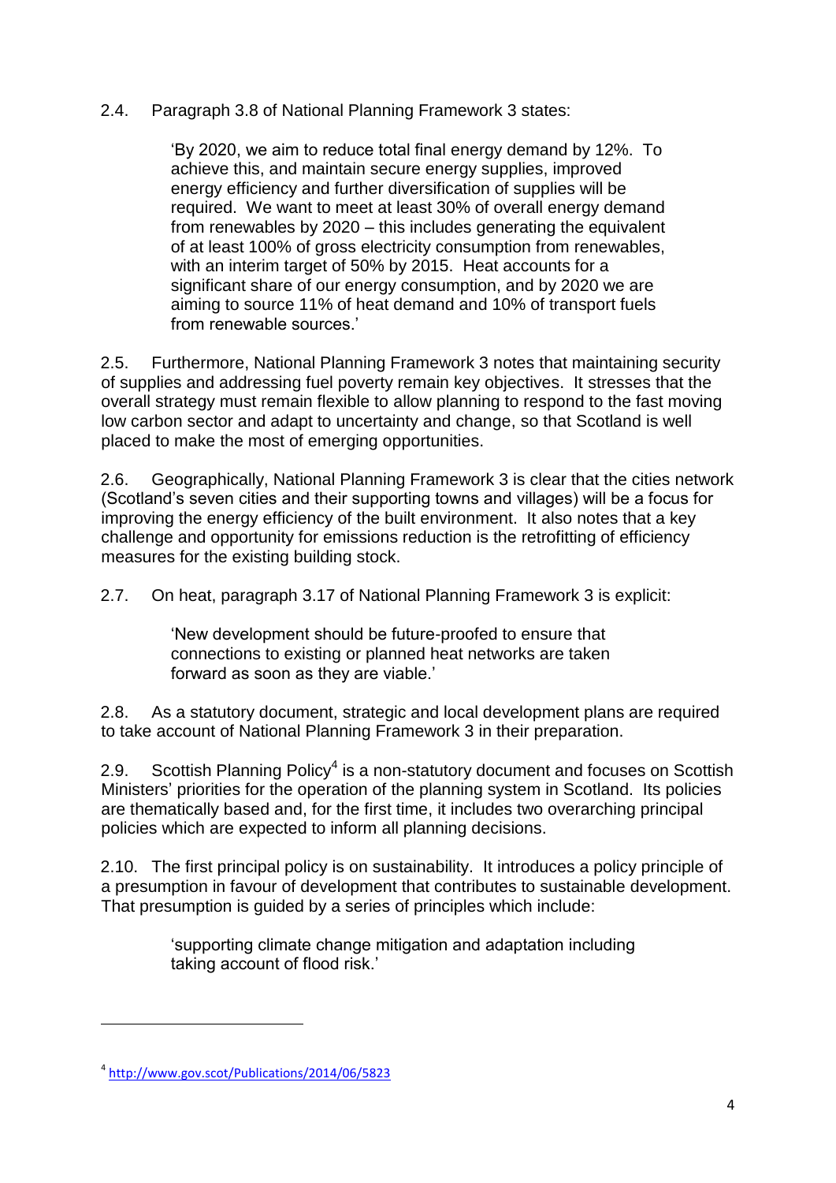2.4. Paragraph 3.8 of National Planning Framework 3 states:

> 'By 2020, we aim to reduce total final energy demand by 12%. To achieve this, and maintain secure energy supplies, improved energy efficiency and further diversification of supplies will be required. We want to meet at least 30% of overall energy demand from renewables by 2020 – this includes generating the equivalent of at least 100% of gross electricity consumption from renewables, with an interim target of 50% by 2015. Heat accounts for a significant share of our energy consumption, and by 2020 we are aiming to source 11% of heat demand and 10% of transport fuels from renewable sources.'

2.5. Furthermore, National Planning Framework 3 notes that maintaining security of supplies and addressing fuel poverty remain key objectives. It stresses that the overall strategy must remain flexible to allow planning to respond to the fast moving low carbon sector and adapt to uncertainty and change, so that Scotland is well placed to make the most of emerging opportunities.

2.6. Geographically, National Planning Framework 3 is clear that the cities network (Scotland's seven cities and their supporting towns and villages) will be a focus for improving the energy efficiency of the built environment. It also notes that a key challenge and opportunity for emissions reduction is the retrofitting of efficiency measures for the existing building stock.

2.7. On heat, paragraph 3.17 of National Planning Framework 3 is explicit:

> 'New development should be future-proofed to ensure that connections to existing or planned heat networks are taken forward as soon as they are viable.'

2.8. As a statutory document, strategic and local development plans are required to take account of National Planning Framework 3 in their preparation.

2.9. Scottish Planning Policy[4] is a non-statutory document and focuses on Scottish Ministers' priorities for the operation of the planning system in Scotland. Its policies are thematically based and, for the first time, it includes two overarching principal policies which are expected to inform all planning decisions.

2.10. The first principal policy is on sustainability. It introduces a policy principle of a presumption in favour of development that contributes to sustainable development. That presumption is guided by a series of principles which include:

> 'supporting climate change mitigation and adaptation including taking account of flood risk.'

---

[4] http://www.gov.scot/Publications/2014/06/5823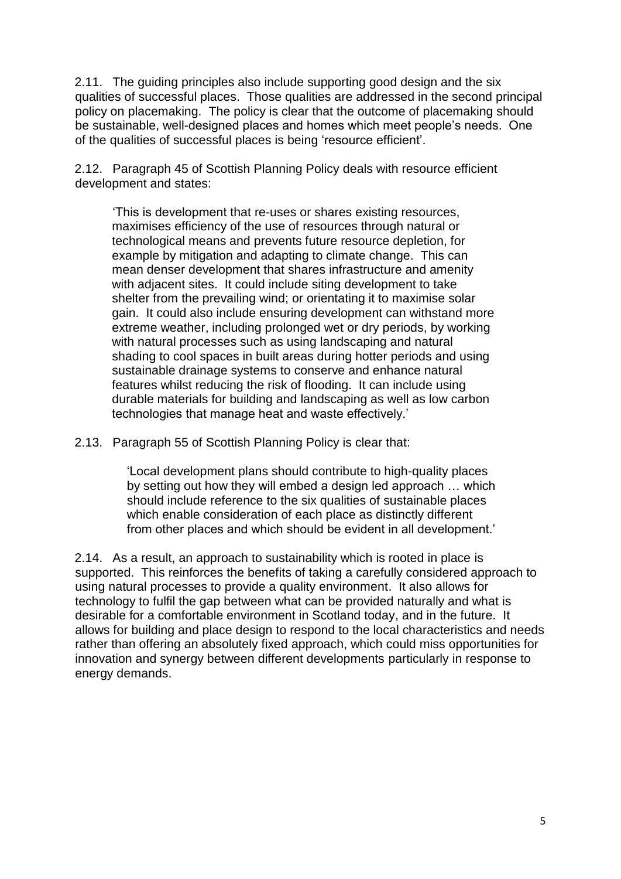2.11. The guiding principles also include supporting good design and the six qualities of successful places. Those qualities are addressed in the second principal policy on placemaking. The policy is clear that the outcome of placemaking should be sustainable, well-designed places and homes which meet people's needs. One of the qualities of successful places is being 'resource efficient'.

2.12. Paragraph 45 of Scottish Planning Policy deals with resource efficient development and states:

> 'This is development that re-uses or shares existing resources, maximises efficiency of the use of resources through natural or technological means and prevents future resource depletion, for example by mitigation and adapting to climate change. This can mean denser development that shares infrastructure and amenity with adjacent sites. It could include siting development to take shelter from the prevailing wind; or orientating it to maximise solar gain. It could also include ensuring development can withstand more extreme weather, including prolonged wet or dry periods, by working with natural processes such as using landscaping and natural shading to cool spaces in built areas during hotter periods and using sustainable drainage systems to conserve and enhance natural features whilst reducing the risk of flooding. It can include using durable materials for building and landscaping as well as low carbon technologies that manage heat and waste effectively.'

2.13. Paragraph 55 of Scottish Planning Policy is clear that:

> 'Local development plans should contribute to high-quality places by setting out how they will embed a design led approach … which should include reference to the six qualities of sustainable places which enable consideration of each place as distinctly different from other places and which should be evident in all development.'

2.14. As a result, an approach to sustainability which is rooted in place is supported. This reinforces the benefits of taking a carefully considered approach to using natural processes to provide a quality environment. It also allows for technology to fulfil the gap between what can be provided naturally and what is desirable for a comfortable environment in Scotland today, and in the future. It allows for building and place design to respond to the local characteristics and needs rather than offering an absolutely fixed approach, which could miss opportunities for innovation and synergy between different developments particularly in response to energy demands.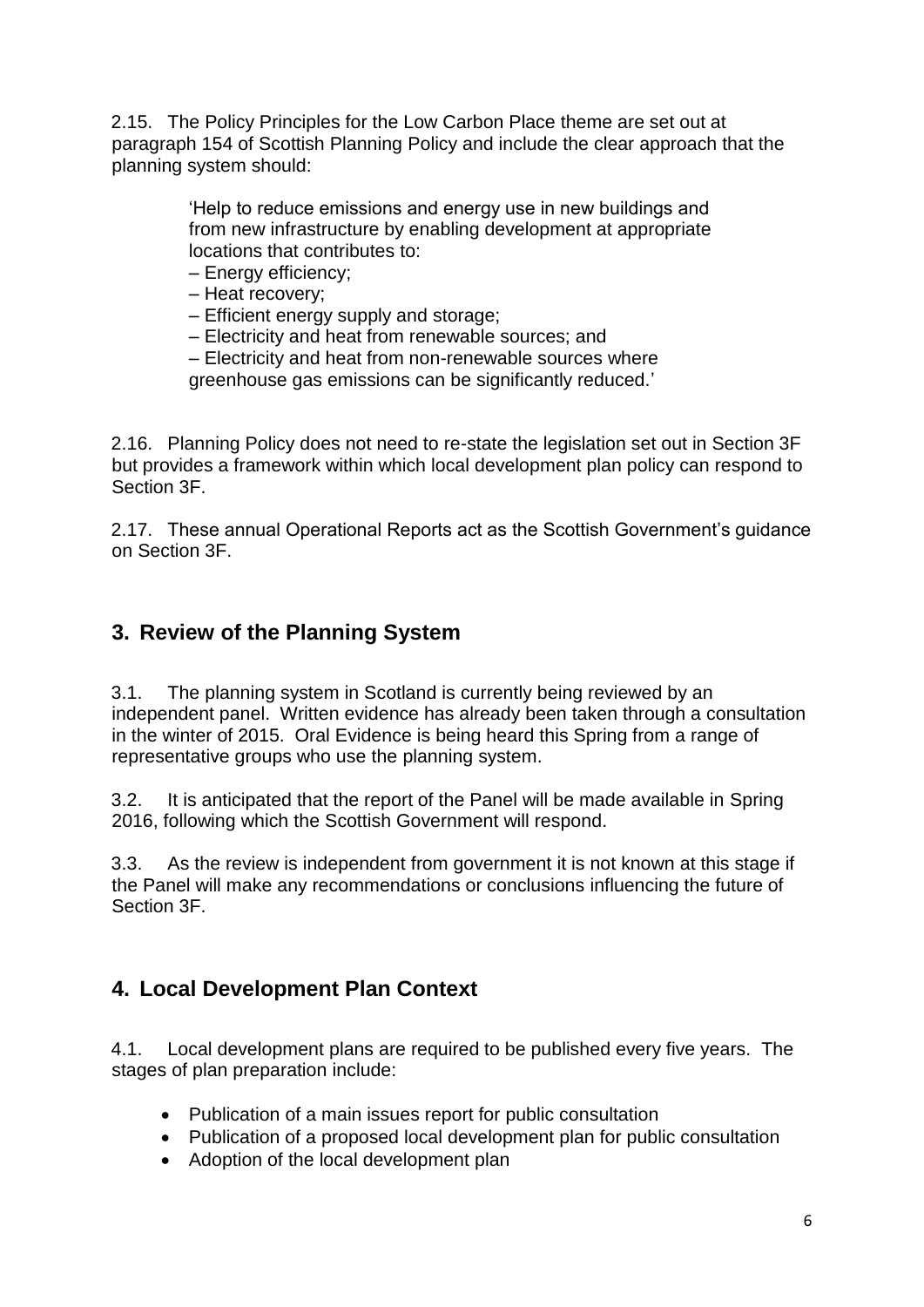2.15. The Policy Principles for the Low Carbon Place theme are set out at paragraph 154 of Scottish Planning Policy and include the clear approach that the planning system should:

> 'Help to reduce emissions and energy use in new buildings and from new infrastructure by enabling development at appropriate locations that contributes to:
> – Energy efficiency;
> – Heat recovery;
> – Efficient energy supply and storage;
> – Electricity and heat from renewable sources; and
> – Electricity and heat from non-renewable sources where greenhouse gas emissions can be significantly reduced.'

2.16. Planning Policy does not need to re-state the legislation set out in Section 3F but provides a framework within which local development plan policy can respond to Section 3F.

2.17. These annual Operational Reports act as the Scottish Government's guidance on Section 3F.

## 3. Review of the Planning System

3.1. The planning system in Scotland is currently being reviewed by an independent panel. Written evidence has already been taken through a consultation in the winter of 2015. Oral Evidence is being heard this Spring from a range of representative groups who use the planning system.

3.2. It is anticipated that the report of the Panel will be made available in Spring 2016, following which the Scottish Government will respond.

3.3. As the review is independent from government it is not known at this stage if the Panel will make any recommendations or conclusions influencing the future of Section 3F.

## 4. Local Development Plan Context

4.1. Local development plans are required to be published every five years. The stages of plan preparation include:

- Publication of a main issues report for public consultation
- Publication of a proposed local development plan for public consultation
- Adoption of the local development plan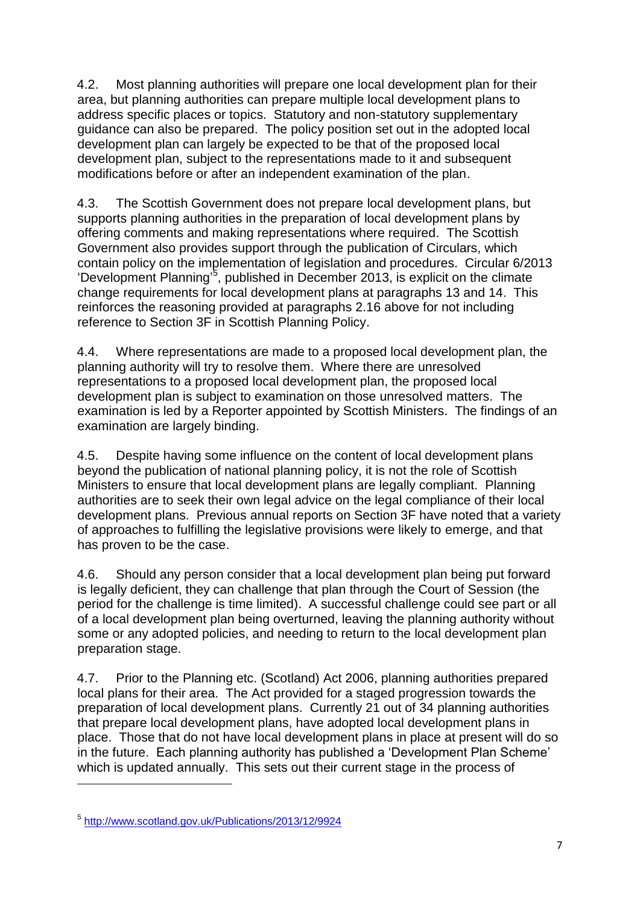4.2. Most planning authorities will prepare one local development plan for their area, but planning authorities can prepare multiple local development plans to address specific places or topics. Statutory and non-statutory supplementary guidance can also be prepared. The policy position set out in the adopted local development plan can largely be expected to be that of the proposed local development plan, subject to the representations made to it and subsequent modifications before or after an independent examination of the plan.

4.3. The Scottish Government does not prepare local development plans, but supports planning authorities in the preparation of local development plans by offering comments and making representations where required. The Scottish Government also provides support through the publication of Circulars, which contain policy on the implementation of legislation and procedures. Circular 6/2013 'Development Planning'[5], published in December 2013, is explicit on the climate change requirements for local development plans at paragraphs 13 and 14. This reinforces the reasoning provided at paragraphs 2.16 above for not including reference to Section 3F in Scottish Planning Policy.

4.4. Where representations are made to a proposed local development plan, the planning authority will try to resolve them. Where there are unresolved representations to a proposed local development plan, the proposed local development plan is subject to examination on those unresolved matters. The examination is led by a Reporter appointed by Scottish Ministers. The findings of an examination are largely binding.

4.5. Despite having some influence on the content of local development plans beyond the publication of national planning policy, it is not the role of Scottish Ministers to ensure that local development plans are legally compliant. Planning authorities are to seek their own legal advice on the legal compliance of their local development plans. Previous annual reports on Section 3F have noted that a variety of approaches to fulfilling the legislative provisions were likely to emerge, and that has proven to be the case.

4.6. Should any person consider that a local development plan being put forward is legally deficient, they can challenge that plan through the Court of Session (the period for the challenge is time limited). A successful challenge could see part or all of a local development plan being overturned, leaving the planning authority without some or any adopted policies, and needing to return to the local development plan preparation stage.

4.7. Prior to the Planning etc. (Scotland) Act 2006, planning authorities prepared local plans for their area. The Act provided for a staged progression towards the preparation of local development plans. Currently 21 out of 34 planning authorities that prepare local development plans, have adopted local development plans in place. Those that do not have local development plans in place at present will do so in the future. Each planning authority has published a 'Development Plan Scheme' which is updated annually. This sets out their current stage in the process of

[5] http://www.scotland.gov.uk/Publications/2013/12/9924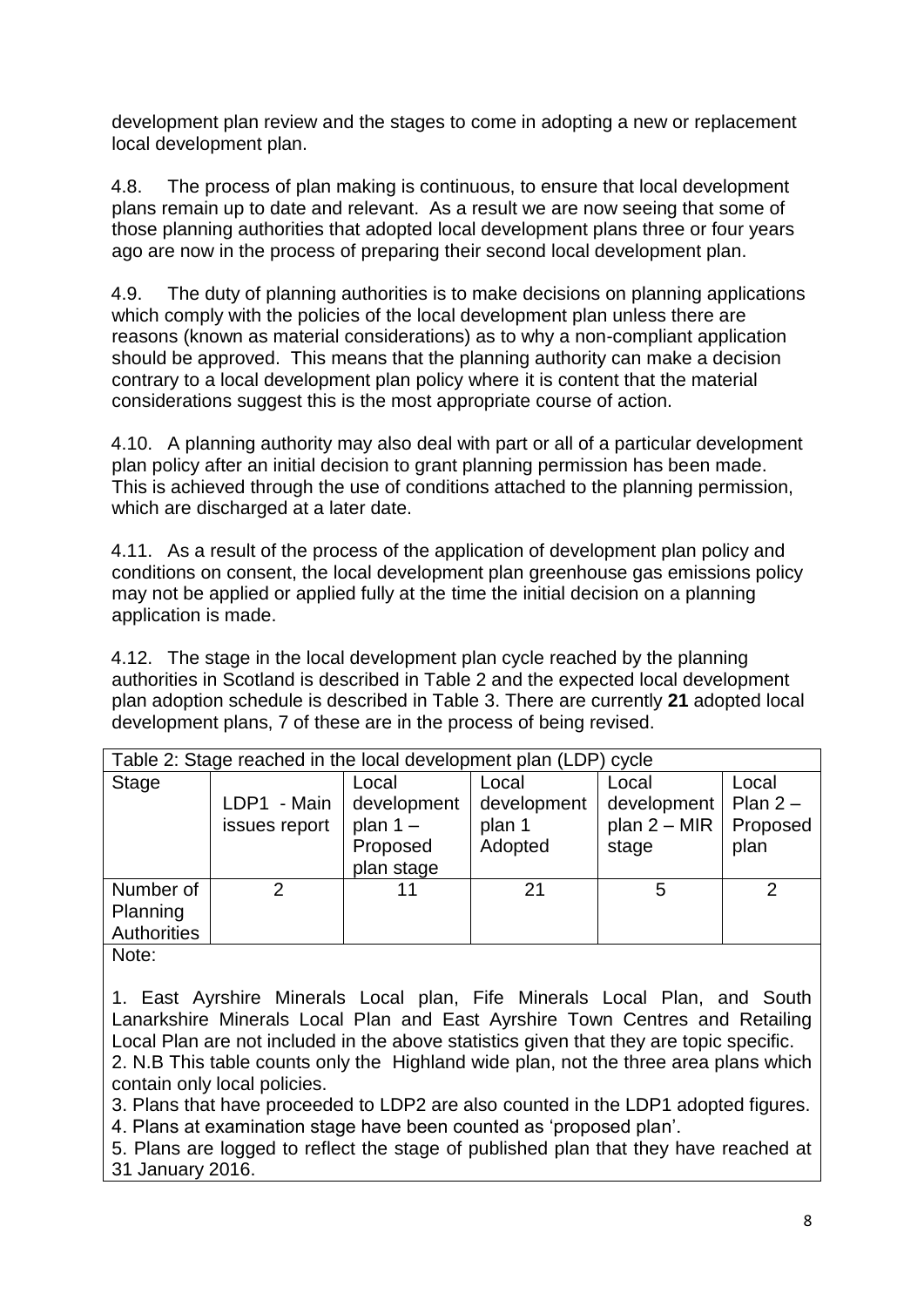development plan review and the stages to come in adopting a new or replacement local development plan.

4.8. The process of plan making is continuous, to ensure that local development plans remain up to date and relevant. As a result we are now seeing that some of those planning authorities that adopted local development plans three or four years ago are now in the process of preparing their second local development plan.

4.9. The duty of planning authorities is to make decisions on planning applications which comply with the policies of the local development plan unless there are reasons (known as material considerations) as to why a non-compliant application should be approved. This means that the planning authority can make a decision contrary to a local development plan policy where it is content that the material considerations suggest this is the most appropriate course of action.

4.10. A planning authority may also deal with part or all of a particular development plan policy after an initial decision to grant planning permission has been made. This is achieved through the use of conditions attached to the planning permission, which are discharged at a later date.

4.11. As a result of the process of the application of development plan policy and conditions on consent, the local development plan greenhouse gas emissions policy may not be applied or applied fully at the time the initial decision on a planning application is made.

4.12. The stage in the local development plan cycle reached by the planning authorities in Scotland is described in Table 2 and the expected local development plan adoption schedule is described in Table 3. There are currently **21** adopted local development plans, 7 of these are in the process of being revised.

Table 2: Stage reached in the local development plan (LDP) cycle

| Stage | LDP1 - Main issues report | Local development plan 1 – Proposed plan stage | Local development plan 1 Adopted | Local development plan 2 – MIR stage | Local Plan 2 – Proposed plan |
|---|---|---|---|---|---|
| Number of Planning Authorities | 2 | 11 | 21 | 5 | 2 |

Note:

1. East Ayrshire Minerals Local plan, Fife Minerals Local Plan, and South Lanarkshire Minerals Local Plan and East Ayrshire Town Centres and Retailing Local Plan are not included in the above statistics given that they are topic specific.
2. N.B This table counts only the Highland wide plan, not the three area plans which contain only local policies.
3. Plans that have proceeded to LDP2 are also counted in the LDP1 adopted figures.
4. Plans at examination stage have been counted as 'proposed plan'.
5. Plans are logged to reflect the stage of published plan that they have reached at 31 January 2016.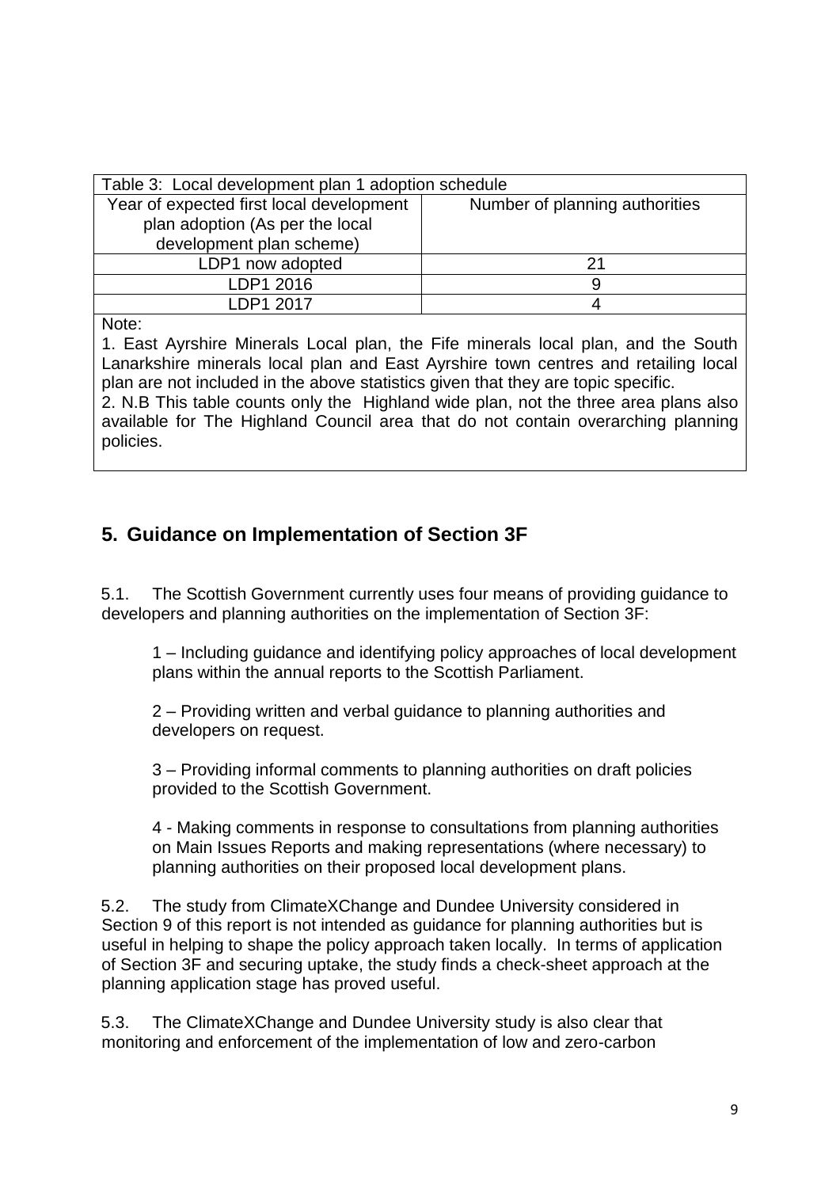| Table 3: Local development plan 1 adoption schedule | |
|---|---|
| Year of expected first local development plan adoption (As per the local development plan scheme) | Number of planning authorities |
| LDP1 now adopted | 21 |
| LDP1 2016 | 9 |
| LDP1 2017 | 4 |

Note:

1. East Ayrshire Minerals Local plan, the Fife minerals local plan, and the South Lanarkshire minerals local plan and East Ayrshire town centres and retailing local plan are not included in the above statistics given that they are topic specific.
2. N.B This table counts only the Highland wide plan, not the three area plans also available for The Highland Council area that do not contain overarching planning policies.

## 5. Guidance on Implementation of Section 3F

5.1. The Scottish Government currently uses four means of providing guidance to developers and planning authorities on the implementation of Section 3F:

1 – Including guidance and identifying policy approaches of local development plans within the annual reports to the Scottish Parliament.

2 – Providing written and verbal guidance to planning authorities and developers on request.

3 – Providing informal comments to planning authorities on draft policies provided to the Scottish Government.

4 - Making comments in response to consultations from planning authorities on Main Issues Reports and making representations (where necessary) to planning authorities on their proposed local development plans.

5.2. The study from ClimateXChange and Dundee University considered in Section 9 of this report is not intended as guidance for planning authorities but is useful in helping to shape the policy approach taken locally. In terms of application of Section 3F and securing uptake, the study finds a check-sheet approach at the planning application stage has proved useful.

5.3. The ClimateXChange and Dundee University study is also clear that monitoring and enforcement of the implementation of low and zero-carbon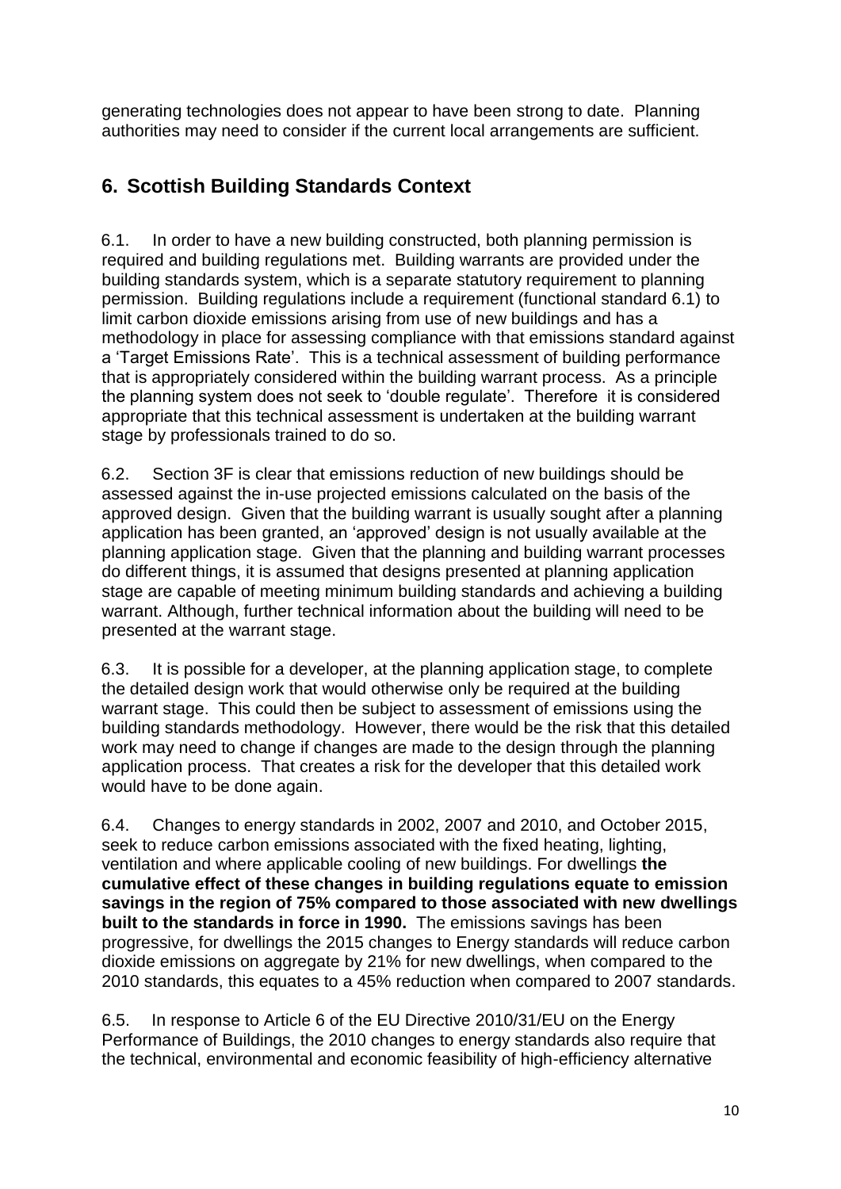generating technologies does not appear to have been strong to date. Planning authorities may need to consider if the current local arrangements are sufficient.

## 6. Scottish Building Standards Context

6.1. In order to have a new building constructed, both planning permission is required and building regulations met. Building warrants are provided under the building standards system, which is a separate statutory requirement to planning permission. Building regulations include a requirement (functional standard 6.1) to limit carbon dioxide emissions arising from use of new buildings and has a methodology in place for assessing compliance with that emissions standard against a 'Target Emissions Rate'. This is a technical assessment of building performance that is appropriately considered within the building warrant process. As a principle the planning system does not seek to 'double regulate'. Therefore it is considered appropriate that this technical assessment is undertaken at the building warrant stage by professionals trained to do so.

6.2. Section 3F is clear that emissions reduction of new buildings should be assessed against the in-use projected emissions calculated on the basis of the approved design. Given that the building warrant is usually sought after a planning application has been granted, an 'approved' design is not usually available at the planning application stage. Given that the planning and building warrant processes do different things, it is assumed that designs presented at planning application stage are capable of meeting minimum building standards and achieving a building warrant. Although, further technical information about the building will need to be presented at the warrant stage.

6.3. It is possible for a developer, at the planning application stage, to complete the detailed design work that would otherwise only be required at the building warrant stage. This could then be subject to assessment of emissions using the building standards methodology. However, there would be the risk that this detailed work may need to change if changes are made to the design through the planning application process. That creates a risk for the developer that this detailed work would have to be done again.

6.4. Changes to energy standards in 2002, 2007 and 2010, and October 2015, seek to reduce carbon emissions associated with the fixed heating, lighting, ventilation and where applicable cooling of new buildings. For dwellings **the cumulative effect of these changes in building regulations equate to emission savings in the region of 75% compared to those associated with new dwellings built to the standards in force in 1990.** The emissions savings has been progressive, for dwellings the 2015 changes to Energy standards will reduce carbon dioxide emissions on aggregate by 21% for new dwellings, when compared to the 2010 standards, this equates to a 45% reduction when compared to 2007 standards.

6.5. In response to Article 6 of the EU Directive 2010/31/EU on the Energy Performance of Buildings, the 2010 changes to energy standards also require that the technical, environmental and economic feasibility of high-efficiency alternative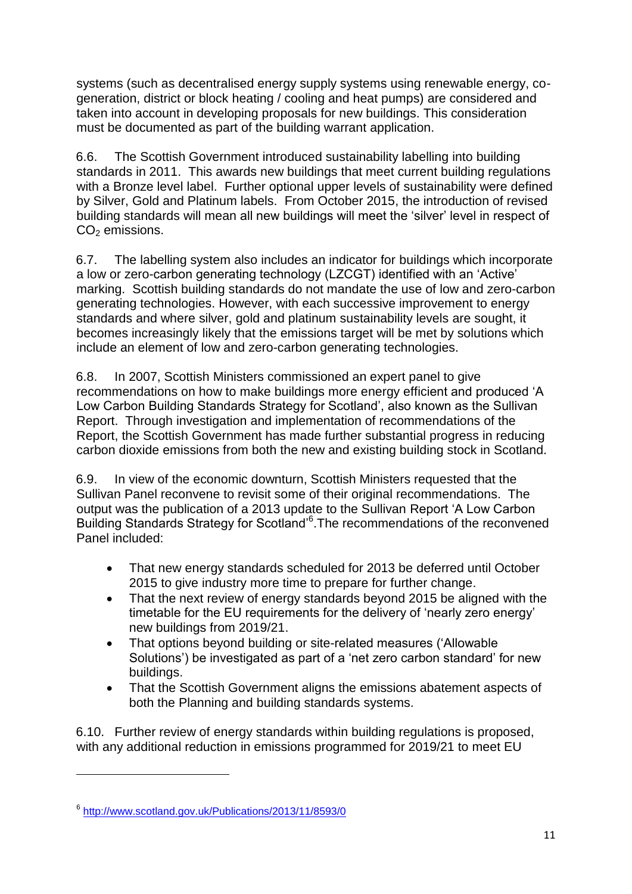systems (such as decentralised energy supply systems using renewable energy, co-generation, district or block heating / cooling and heat pumps) are considered and taken into account in developing proposals for new buildings. This consideration must be documented as part of the building warrant application.

6.6. The Scottish Government introduced sustainability labelling into building standards in 2011. This awards new buildings that meet current building regulations with a Bronze level label. Further optional upper levels of sustainability were defined by Silver, Gold and Platinum labels. From October 2015, the introduction of revised building standards will mean all new buildings will meet the 'silver' level in respect of $CO_2$ emissions.

6.7. The labelling system also includes an indicator for buildings which incorporate a low or zero-carbon generating technology (LZCGT) identified with an 'Active' marking. Scottish building standards do not mandate the use of low and zero-carbon generating technologies. However, with each successive improvement to energy standards and where silver, gold and platinum sustainability levels are sought, it becomes increasingly likely that the emissions target will be met by solutions which include an element of low and zero-carbon generating technologies.

6.8. In 2007, Scottish Ministers commissioned an expert panel to give recommendations on how to make buildings more energy efficient and produced 'A Low Carbon Building Standards Strategy for Scotland', also known as the Sullivan Report. Through investigation and implementation of recommendations of the Report, the Scottish Government has made further substantial progress in reducing carbon dioxide emissions from both the new and existing building stock in Scotland.

6.9. In view of the economic downturn, Scottish Ministers requested that the Sullivan Panel reconvene to revisit some of their original recommendations. The output was the publication of a 2013 update to the Sullivan Report 'A Low Carbon Building Standards Strategy for Scotland'[6]. The recommendations of the reconvened Panel included:

- That new energy standards scheduled for 2013 be deferred until October 2015 to give industry more time to prepare for further change.
- That the next review of energy standards beyond 2015 be aligned with the timetable for the EU requirements for the delivery of 'nearly zero energy' new buildings from 2019/21.
- That options beyond building or site-related measures ('Allowable Solutions') be investigated as part of a 'net zero carbon standard' for new buildings.
- That the Scottish Government aligns the emissions abatement aspects of both the Planning and building standards systems.

6.10. Further review of energy standards within building regulations is proposed, with any additional reduction in emissions programmed for 2019/21 to meet EU

---

[6] http://www.scotland.gov.uk/Publications/2013/11/8593/0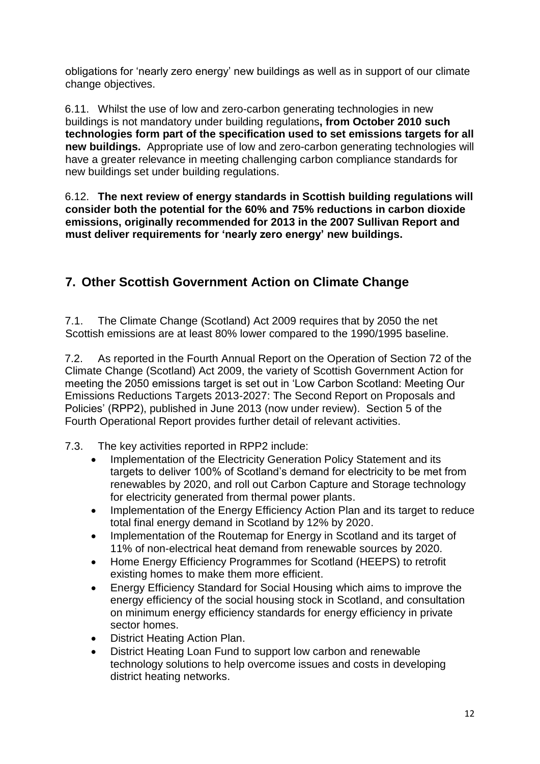obligations for 'nearly zero energy' new buildings as well as in support of our climate change objectives.

6.11. Whilst the use of low and zero-carbon generating technologies in new buildings is not mandatory under building regulations**, from October 2010 such technologies form part of the specification used to set emissions targets for all new buildings.** Appropriate use of low and zero-carbon generating technologies will have a greater relevance in meeting challenging carbon compliance standards for new buildings set under building regulations.

6.12. **The next review of energy standards in Scottish building regulations will consider both the potential for the 60% and 75% reductions in carbon dioxide emissions, originally recommended for 2013 in the 2007 Sullivan Report and must deliver requirements for 'nearly zero energy' new buildings.**

## 7. Other Scottish Government Action on Climate Change

7.1. The Climate Change (Scotland) Act 2009 requires that by 2050 the net Scottish emissions are at least 80% lower compared to the 1990/1995 baseline.

7.2. As reported in the Fourth Annual Report on the Operation of Section 72 of the Climate Change (Scotland) Act 2009, the variety of Scottish Government Action for meeting the 2050 emissions target is set out in 'Low Carbon Scotland: Meeting Our Emissions Reductions Targets 2013-2027: The Second Report on Proposals and Policies' (RPP2), published in June 2013 (now under review). Section 5 of the Fourth Operational Report provides further detail of relevant activities.

7.3. The key activities reported in RPP2 include:

- Implementation of the Electricity Generation Policy Statement and its targets to deliver 100% of Scotland's demand for electricity to be met from renewables by 2020, and roll out Carbon Capture and Storage technology for electricity generated from thermal power plants.
- Implementation of the Energy Efficiency Action Plan and its target to reduce total final energy demand in Scotland by 12% by 2020.
- Implementation of the Routemap for Energy in Scotland and its target of 11% of non-electrical heat demand from renewable sources by 2020.
- Home Energy Efficiency Programmes for Scotland (HEEPS) to retrofit existing homes to make them more efficient.
- Energy Efficiency Standard for Social Housing which aims to improve the energy efficiency of the social housing stock in Scotland, and consultation on minimum energy efficiency standards for energy efficiency in private sector homes.
- District Heating Action Plan.
- District Heating Loan Fund to support low carbon and renewable technology solutions to help overcome issues and costs in developing district heating networks.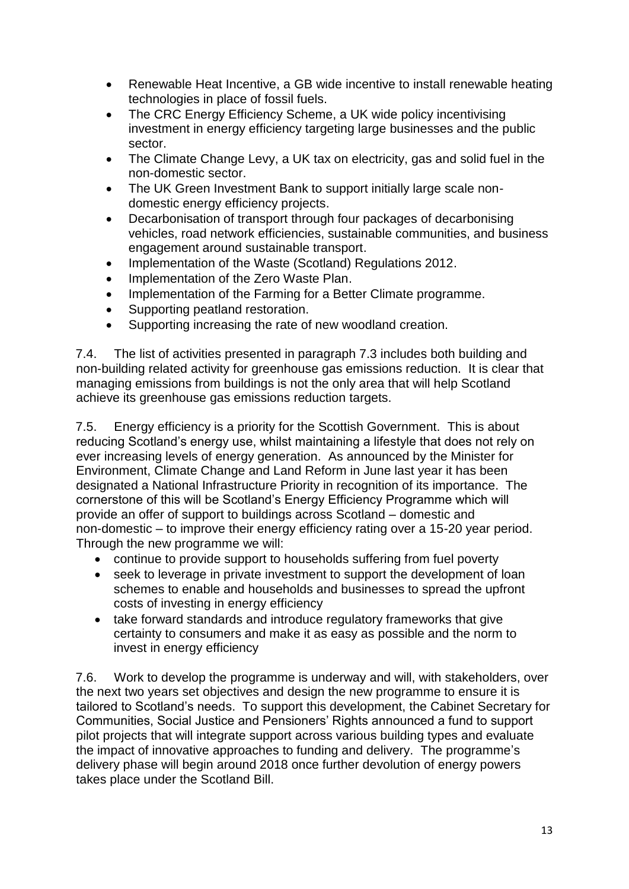- Renewable Heat Incentive, a GB wide incentive to install renewable heating technologies in place of fossil fuels.
- The CRC Energy Efficiency Scheme, a UK wide policy incentivising investment in energy efficiency targeting large businesses and the public sector.
- The Climate Change Levy, a UK tax on electricity, gas and solid fuel in the non-domestic sector.
- The UK Green Investment Bank to support initially large scale non-domestic energy efficiency projects.
- Decarbonisation of transport through four packages of decarbonising vehicles, road network efficiencies, sustainable communities, and business engagement around sustainable transport.
- Implementation of the Waste (Scotland) Regulations 2012.
- Implementation of the Zero Waste Plan.
- Implementation of the Farming for a Better Climate programme.
- Supporting peatland restoration.
- Supporting increasing the rate of new woodland creation.

7.4. The list of activities presented in paragraph 7.3 includes both building and non-building related activity for greenhouse gas emissions reduction. It is clear that managing emissions from buildings is not the only area that will help Scotland achieve its greenhouse gas emissions reduction targets.

7.5. Energy efficiency is a priority for the Scottish Government. This is about reducing Scotland's energy use, whilst maintaining a lifestyle that does not rely on ever increasing levels of energy generation. As announced by the Minister for Environment, Climate Change and Land Reform in June last year it has been designated a National Infrastructure Priority in recognition of its importance. The cornerstone of this will be Scotland's Energy Efficiency Programme which will provide an offer of support to buildings across Scotland – domestic and non-domestic – to improve their energy efficiency rating over a 15-20 year period. Through the new programme we will:

- continue to provide support to households suffering from fuel poverty
- seek to leverage in private investment to support the development of loan schemes to enable and households and businesses to spread the upfront costs of investing in energy efficiency
- take forward standards and introduce regulatory frameworks that give certainty to consumers and make it as easy as possible and the norm to invest in energy efficiency

7.6. Work to develop the programme is underway and will, with stakeholders, over the next two years set objectives and design the new programme to ensure it is tailored to Scotland's needs. To support this development, the Cabinet Secretary for Communities, Social Justice and Pensioners' Rights announced a fund to support pilot projects that will integrate support across various building types and evaluate the impact of innovative approaches to funding and delivery. The programme's delivery phase will begin around 2018 once further devolution of energy powers takes place under the Scotland Bill.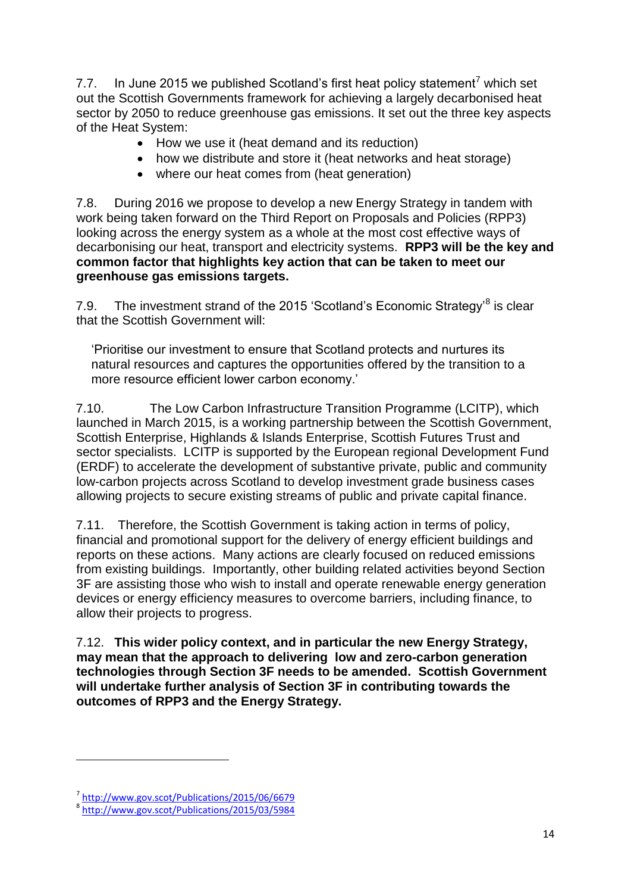7.7. In June 2015 we published Scotland's first heat policy statement[7] which set out the Scottish Governments framework for achieving a largely decarbonised heat sector by 2050 to reduce greenhouse gas emissions. It set out the three key aspects of the Heat System:

- How we use it (heat demand and its reduction)
- how we distribute and store it (heat networks and heat storage)
- where our heat comes from (heat generation)

7.8. During 2016 we propose to develop a new Energy Strategy in tandem with work being taken forward on the Third Report on Proposals and Policies (RPP3) looking across the energy system as a whole at the most cost effective ways of decarbonising our heat, transport and electricity systems. **RPP3 will be the key and common factor that highlights key action that can be taken to meet our greenhouse gas emissions targets.**

7.9. The investment strand of the 2015 'Scotland's Economic Strategy'[8] is clear that the Scottish Government will:

> 'Prioritise our investment to ensure that Scotland protects and nurtures its natural resources and captures the opportunities offered by the transition to a more resource efficient lower carbon economy.'

7.10. The Low Carbon Infrastructure Transition Programme (LCITP), which launched in March 2015, is a working partnership between the Scottish Government, Scottish Enterprise, Highlands & Islands Enterprise, Scottish Futures Trust and sector specialists. LCITP is supported by the European regional Development Fund (ERDF) to accelerate the development of substantive private, public and community low-carbon projects across Scotland to develop investment grade business cases allowing projects to secure existing streams of public and private capital finance.

7.11. Therefore, the Scottish Government is taking action in terms of policy, financial and promotional support for the delivery of energy efficient buildings and reports on these actions. Many actions are clearly focused on reduced emissions from existing buildings. Importantly, other building related activities beyond Section 3F are assisting those who wish to install and operate renewable energy generation devices or energy efficiency measures to overcome barriers, including finance, to allow their projects to progress.

7.12. **This wider policy context, and in particular the new Energy Strategy, may mean that the approach to delivering low and zero-carbon generation technologies through Section 3F needs to be amended. Scottish Government will undertake further analysis of Section 3F in contributing towards the outcomes of RPP3 and the Energy Strategy.**

---

[7] http://www.gov.scot/Publications/2015/06/6679

[8] http://www.gov.scot/Publications/2015/03/5984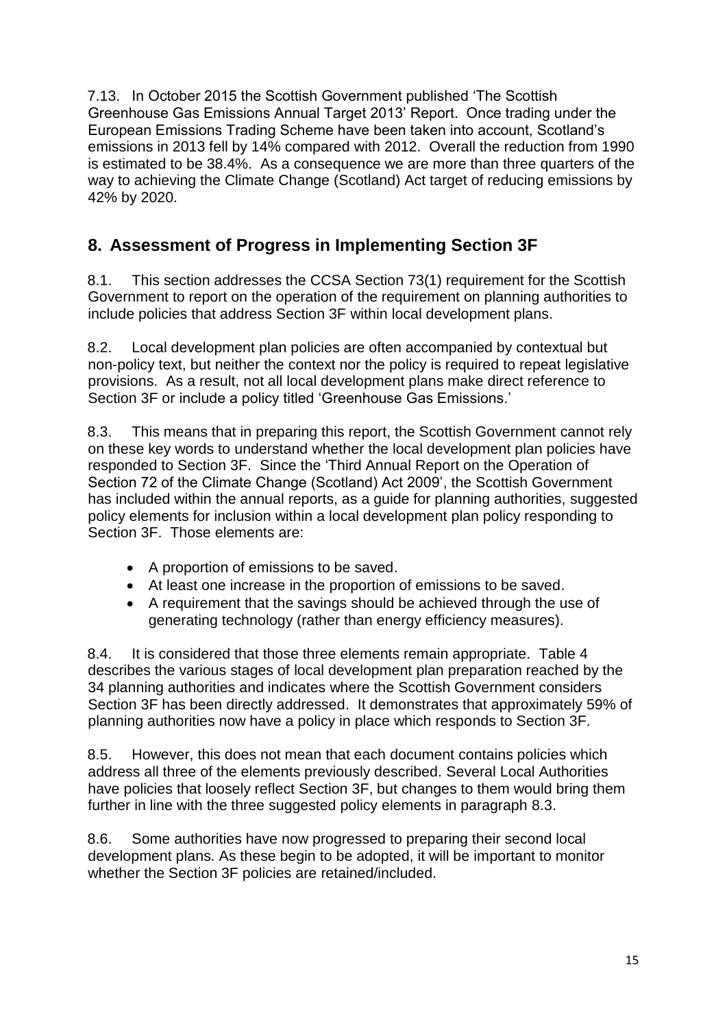7.13. In October 2015 the Scottish Government published 'The Scottish Greenhouse Gas Emissions Annual Target 2013' Report. Once trading under the European Emissions Trading Scheme have been taken into account, Scotland's emissions in 2013 fell by 14% compared with 2012. Overall the reduction from 1990 is estimated to be 38.4%. As a consequence we are more than three quarters of the way to achieving the Climate Change (Scotland) Act target of reducing emissions by 42% by 2020.

## 8. Assessment of Progress in Implementing Section 3F

8.1. This section addresses the CCSA Section 73(1) requirement for the Scottish Government to report on the operation of the requirement on planning authorities to include policies that address Section 3F within local development plans.

8.2. Local development plan policies are often accompanied by contextual but non-policy text, but neither the context nor the policy is required to repeat legislative provisions. As a result, not all local development plans make direct reference to Section 3F or include a policy titled 'Greenhouse Gas Emissions.'

8.3. This means that in preparing this report, the Scottish Government cannot rely on these key words to understand whether the local development plan policies have responded to Section 3F. Since the 'Third Annual Report on the Operation of Section 72 of the Climate Change (Scotland) Act 2009', the Scottish Government has included within the annual reports, as a guide for planning authorities, suggested policy elements for inclusion within a local development plan policy responding to Section 3F. Those elements are:

- A proportion of emissions to be saved.
- At least one increase in the proportion of emissions to be saved.
- A requirement that the savings should be achieved through the use of generating technology (rather than energy efficiency measures).

8.4. It is considered that those three elements remain appropriate. Table 4 describes the various stages of local development plan preparation reached by the 34 planning authorities and indicates where the Scottish Government considers Section 3F has been directly addressed. It demonstrates that approximately 59% of planning authorities now have a policy in place which responds to Section 3F.

8.5. However, this does not mean that each document contains policies which address all three of the elements previously described. Several Local Authorities have policies that loosely reflect Section 3F, but changes to them would bring them further in line with the three suggested policy elements in paragraph 8.3.

8.6. Some authorities have now progressed to preparing their second local development plans. As these begin to be adopted, it will be important to monitor whether the Section 3F policies are retained/included.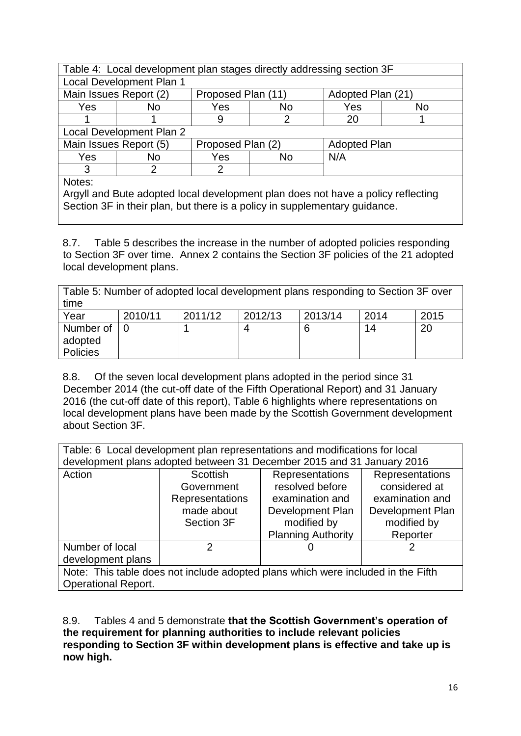| Table 4: Local development plan stages directly addressing section 3F | | | | | |
|---|---|---|---|---|---|
| Local Development Plan 1 | | | | | |
| Main Issues Report (2) | | Proposed Plan (11) | | Adopted Plan (21) | |
| Yes | No | Yes | No | Yes | No |
| 1 | 1 | 9 | 2 | 20 | 1 |
| Local Development Plan 2 | | | | | |
| Main Issues Report (5) | | Proposed Plan (2) | | Adopted Plan | |
| Yes | No | Yes | No | N/A | |
| 3 | 2 | 2 | | | |
| Notes: Argyll and Bute adopted local development plan does not have a policy reflecting Section 3F in their plan, but there is a policy in supplementary guidance. | | | | | |

8.7. Table 5 describes the increase in the number of adopted policies responding to Section 3F over time. Annex 2 contains the Section 3F policies of the 21 adopted local development plans.

| Table 5: Number of adopted local development plans responding to Section 3F over time | | | | | | |
|---|---|---|---|---|---|---|
| Year | 2010/11 | 2011/12 | 2012/13 | 2013/14 | 2014 | 2015 |
| Number of adopted Policies | 0 | 1 | 4 | 6 | 14 | 20 |

8.8. Of the seven local development plans adopted in the period since 31 December 2014 (the cut-off date of the Fifth Operational Report) and 31 January 2016 (the cut-off date of this report), Table 6 highlights where representations on local development plans have been made by the Scottish Government development about Section 3F.

| Table: 6 Local development plan representations and modifications for local development plans adopted between 31 December 2015 and 31 January 2016 | | | |
|---|---|---|---|
| Action | Scottish Government Representations made about Section 3F | Representations resolved before examination and Development Plan modified by Planning Authority | Representations considered at examination and Development Plan modified by Reporter |
| Number of local development plans | 2 | 0 | 2 |
| Note: This table does not include adopted plans which were included in the Fifth Operational Report. | | | |

8.9. Tables 4 and 5 demonstrate **that the Scottish Government's operation of the requirement for planning authorities to include relevant policies responding to Section 3F within development plans is effective and take up is now high.**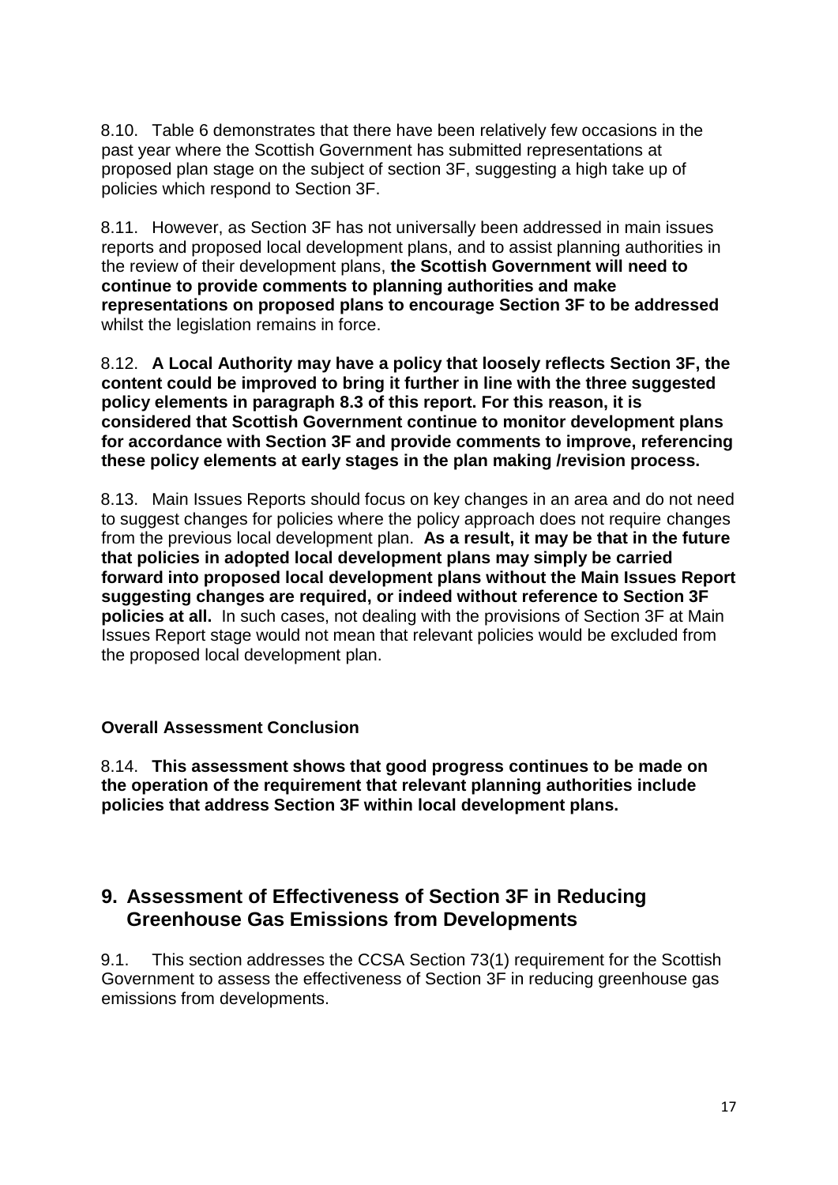8.10. Table 6 demonstrates that there have been relatively few occasions in the past year where the Scottish Government has submitted representations at proposed plan stage on the subject of section 3F, suggesting a high take up of policies which respond to Section 3F.

8.11. However, as Section 3F has not universally been addressed in main issues reports and proposed local development plans, and to assist planning authorities in the review of their development plans, **the Scottish Government will need to continue to provide comments to planning authorities and make representations on proposed plans to encourage Section 3F to be addressed** whilst the legislation remains in force.

8.12. **A Local Authority may have a policy that loosely reflects Section 3F, the content could be improved to bring it further in line with the three suggested policy elements in paragraph 8.3 of this report. For this reason, it is considered that Scottish Government continue to monitor development plans for accordance with Section 3F and provide comments to improve, referencing these policy elements at early stages in the plan making /revision process.**

8.13. Main Issues Reports should focus on key changes in an area and do not need to suggest changes for policies where the policy approach does not require changes from the previous local development plan. **As a result, it may be that in the future that policies in adopted local development plans may simply be carried forward into proposed local development plans without the Main Issues Report suggesting changes are required, or indeed without reference to Section 3F policies at all.** In such cases, not dealing with the provisions of Section 3F at Main Issues Report stage would not mean that relevant policies would be excluded from the proposed local development plan.

### Overall Assessment Conclusion

8.14. **This assessment shows that good progress continues to be made on the operation of the requirement that relevant planning authorities include policies that address Section 3F within local development plans.**

## 9. Assessment of Effectiveness of Section 3F in Reducing Greenhouse Gas Emissions from Developments

9.1. This section addresses the CCSA Section 73(1) requirement for the Scottish Government to assess the effectiveness of Section 3F in reducing greenhouse gas emissions from developments.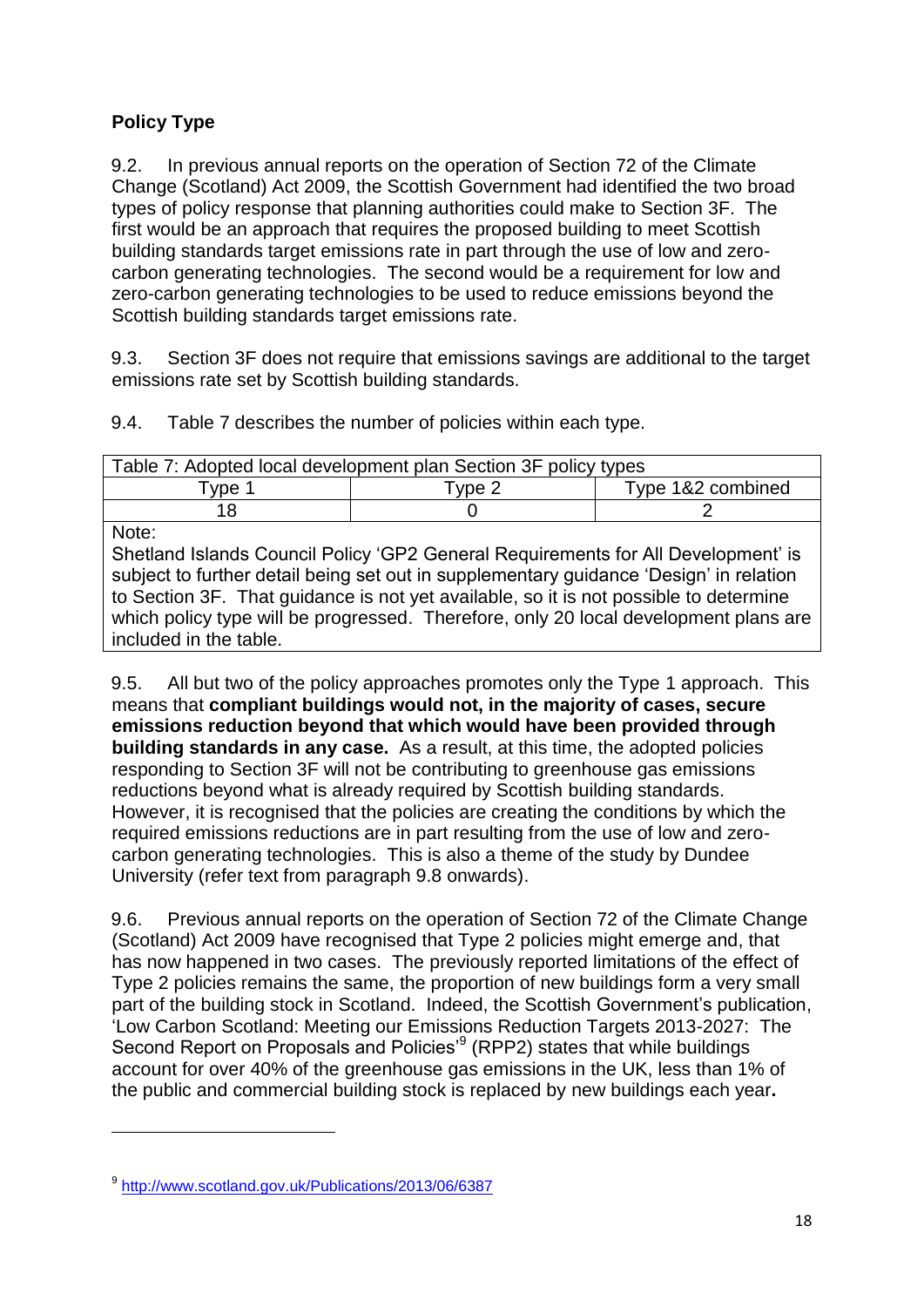## Policy Type

9.2. In previous annual reports on the operation of Section 72 of the Climate Change (Scotland) Act 2009, the Scottish Government had identified the two broad types of policy response that planning authorities could make to Section 3F. The first would be an approach that requires the proposed building to meet Scottish building standards target emissions rate in part through the use of low and zero-carbon generating technologies. The second would be a requirement for low and zero-carbon generating technologies to be used to reduce emissions beyond the Scottish building standards target emissions rate.

9.3. Section 3F does not require that emissions savings are additional to the target emissions rate set by Scottish building standards.

9.4. Table 7 describes the number of policies within each type.

| Table 7: Adopted local development plan Section 3F policy types | | |
|---|---|---|
| Type 1 | Type 2 | Type 1&2 combined |
| 18 | 0 | 2 |

Note:
Shetland Islands Council Policy 'GP2 General Requirements for All Development' is subject to further detail being set out in supplementary guidance 'Design' in relation to Section 3F. That guidance is not yet available, so it is not possible to determine which policy type will be progressed. Therefore, only 20 local development plans are included in the table.

9.5. All but two of the policy approaches promotes only the Type 1 approach. This means that **compliant buildings would not, in the majority of cases, secure emissions reduction beyond that which would have been provided through building standards in any case.** As a result, at this time, the adopted policies responding to Section 3F will not be contributing to greenhouse gas emissions reductions beyond what is already required by Scottish building standards. However, it is recognised that the policies are creating the conditions by which the required emissions reductions are in part resulting from the use of low and zero-carbon generating technologies. This is also a theme of the study by Dundee University (refer text from paragraph 9.8 onwards).

9.6. Previous annual reports on the operation of Section 72 of the Climate Change (Scotland) Act 2009 have recognised that Type 2 policies might emerge and, that has now happened in two cases. The previously reported limitations of the effect of Type 2 policies remains the same, the proportion of new buildings form a very small part of the building stock in Scotland. Indeed, the Scottish Government's publication, 'Low Carbon Scotland: Meeting our Emissions Reduction Targets 2013-2027: The Second Report on Proposals and Policies'[9] (RPP2) states that while buildings account for over 40% of the greenhouse gas emissions in the UK, less than 1% of the public and commercial building stock is replaced by new buildings each year**.**

---

[9] http://www.scotland.gov.uk/Publications/2013/06/6387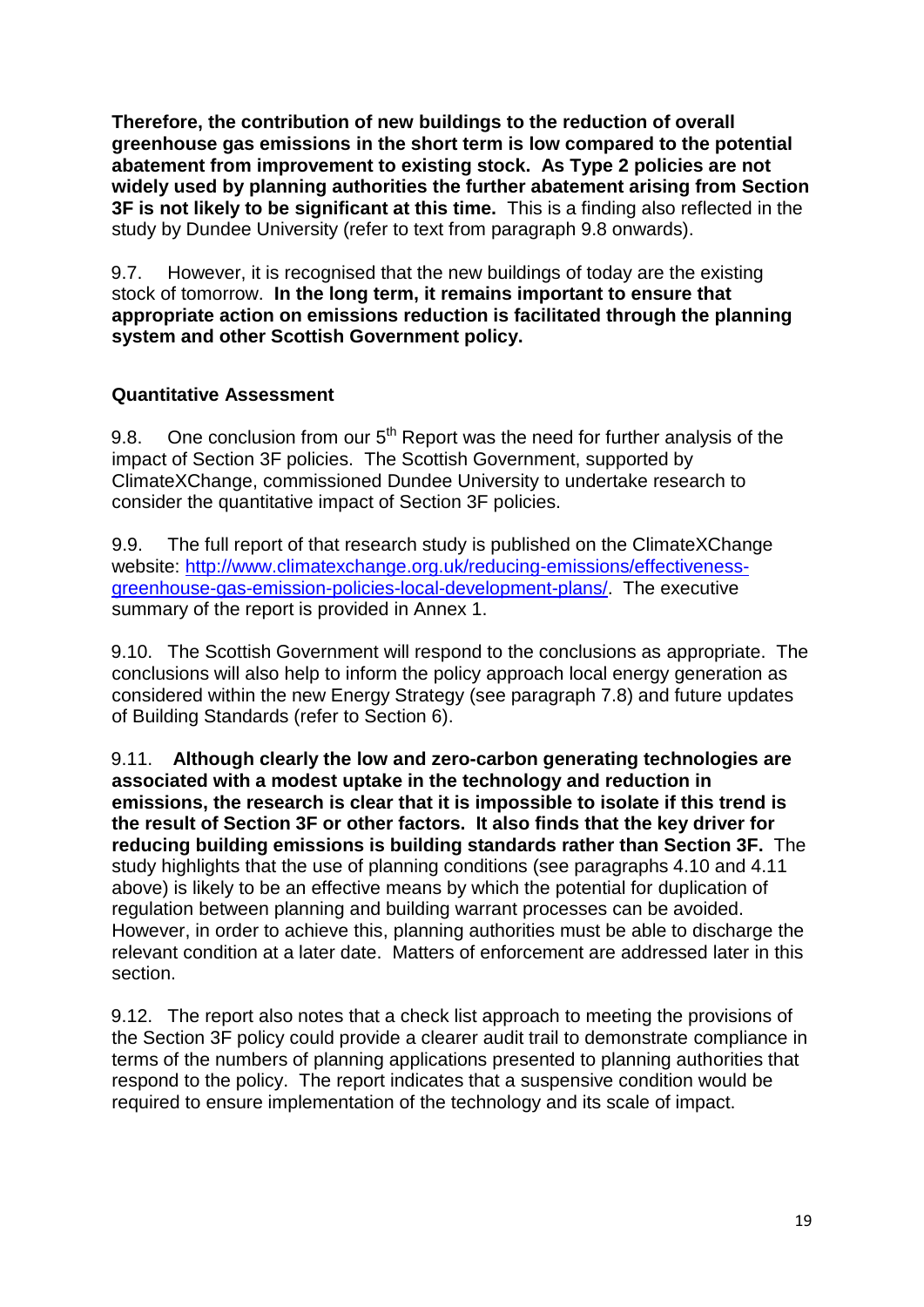**Therefore, the contribution of new buildings to the reduction of overall greenhouse gas emissions in the short term is low compared to the potential abatement from improvement to existing stock. As Type 2 policies are not widely used by planning authorities the further abatement arising from Section 3F is not likely to be significant at this time.** This is a finding also reflected in the study by Dundee University (refer to text from paragraph 9.8 onwards).

9.7. However, it is recognised that the new buildings of today are the existing stock of tomorrow. **In the long term, it remains important to ensure that appropriate action on emissions reduction is facilitated through the planning system and other Scottish Government policy.**

**Quantitative Assessment**

9.8. One conclusion from our 5th Report was the need for further analysis of the impact of Section 3F policies. The Scottish Government, supported by ClimateXChange, commissioned Dundee University to undertake research to consider the quantitative impact of Section 3F policies.

9.9. The full report of that research study is published on the ClimateXChange website: [http://www.climatexchange.org.uk/reducing-emissions/effectiveness-greenhouse-gas-emission-policies-local-development-plans/](http://www.climatexchange.org.uk/reducing-emissions/effectiveness-greenhouse-gas-emission-policies-local-development-plans/). The executive summary of the report is provided in Annex 1.

9.10. The Scottish Government will respond to the conclusions as appropriate. The conclusions will also help to inform the policy approach local energy generation as considered within the new Energy Strategy (see paragraph 7.8) and future updates of Building Standards (refer to Section 6).

9.11. **Although clearly the low and zero-carbon generating technologies are associated with a modest uptake in the technology and reduction in emissions, the research is clear that it is impossible to isolate if this trend is the result of Section 3F or other factors. It also finds that the key driver for reducing building emissions is building standards rather than Section 3F.** The study highlights that the use of planning conditions (see paragraphs 4.10 and 4.11 above) is likely to be an effective means by which the potential for duplication of regulation between planning and building warrant processes can be avoided. However, in order to achieve this, planning authorities must be able to discharge the relevant condition at a later date. Matters of enforcement are addressed later in this section.

9.12. The report also notes that a check list approach to meeting the provisions of the Section 3F policy could provide a clearer audit trail to demonstrate compliance in terms of the numbers of planning applications presented to planning authorities that respond to the policy. The report indicates that a suspensive condition would be required to ensure implementation of the technology and its scale of impact.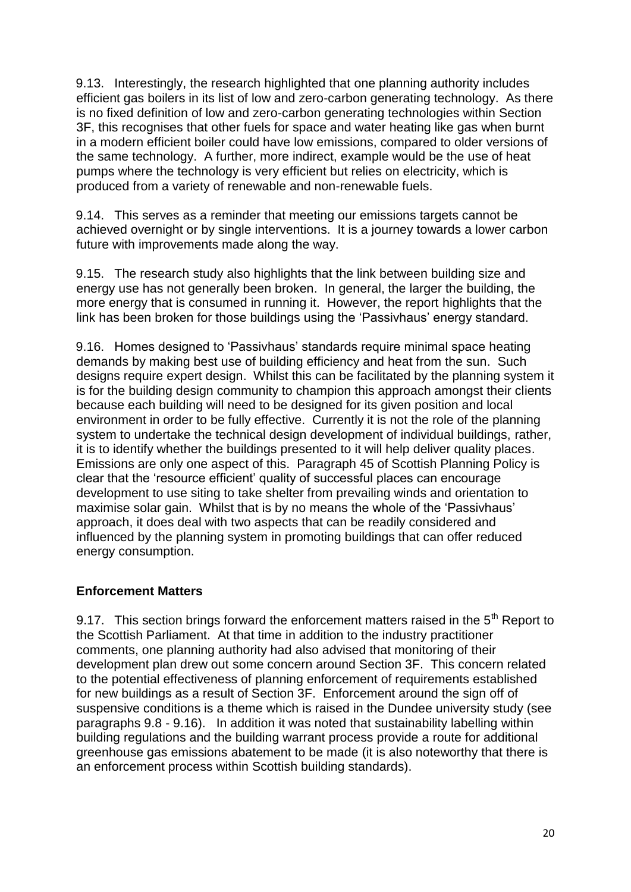9.13. Interestingly, the research highlighted that one planning authority includes efficient gas boilers in its list of low and zero-carbon generating technology. As there is no fixed definition of low and zero-carbon generating technologies within Section 3F, this recognises that other fuels for space and water heating like gas when burnt in a modern efficient boiler could have low emissions, compared to older versions of the same technology. A further, more indirect, example would be the use of heat pumps where the technology is very efficient but relies on electricity, which is produced from a variety of renewable and non-renewable fuels.

9.14. This serves as a reminder that meeting our emissions targets cannot be achieved overnight or by single interventions. It is a journey towards a lower carbon future with improvements made along the way.

9.15. The research study also highlights that the link between building size and energy use has not generally been broken. In general, the larger the building, the more energy that is consumed in running it. However, the report highlights that the link has been broken for those buildings using the 'Passivhaus' energy standard.

9.16. Homes designed to 'Passivhaus' standards require minimal space heating demands by making best use of building efficiency and heat from the sun. Such designs require expert design. Whilst this can be facilitated by the planning system it is for the building design community to champion this approach amongst their clients because each building will need to be designed for its given position and local environment in order to be fully effective. Currently it is not the role of the planning system to undertake the technical design development of individual buildings, rather, it is to identify whether the buildings presented to it will help deliver quality places. Emissions are only one aspect of this. Paragraph 45 of Scottish Planning Policy is clear that the 'resource efficient' quality of successful places can encourage development to use siting to take shelter from prevailing winds and orientation to maximise solar gain. Whilst that is by no means the whole of the 'Passivhaus' approach, it does deal with two aspects that can be readily considered and influenced by the planning system in promoting buildings that can offer reduced energy consumption.

## Enforcement Matters

9.17. This section brings forward the enforcement matters raised in the 5th Report to the Scottish Parliament. At that time in addition to the industry practitioner comments, one planning authority had also advised that monitoring of their development plan drew out some concern around Section 3F. This concern related to the potential effectiveness of planning enforcement of requirements established for new buildings as a result of Section 3F. Enforcement around the sign off of suspensive conditions is a theme which is raised in the Dundee university study (see paragraphs 9.8 - 9.16). In addition it was noted that sustainability labelling within building regulations and the building warrant process provide a route for additional greenhouse gas emissions abatement to be made (it is also noteworthy that there is an enforcement process within Scottish building standards).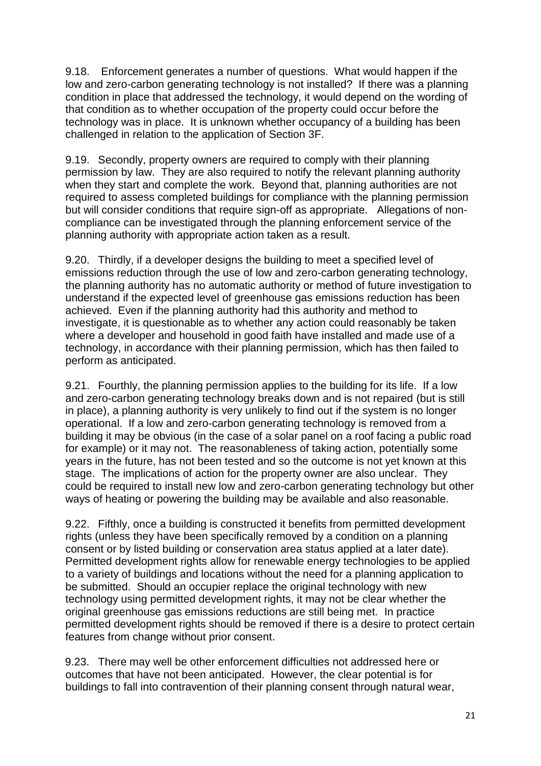9.18. Enforcement generates a number of questions. What would happen if the low and zero-carbon generating technology is not installed? If there was a planning condition in place that addressed the technology, it would depend on the wording of that condition as to whether occupation of the property could occur before the technology was in place. It is unknown whether occupancy of a building has been challenged in relation to the application of Section 3F.

9.19. Secondly, property owners are required to comply with their planning permission by law. They are also required to notify the relevant planning authority when they start and complete the work. Beyond that, planning authorities are not required to assess completed buildings for compliance with the planning permission but will consider conditions that require sign-off as appropriate. Allegations of non-compliance can be investigated through the planning enforcement service of the planning authority with appropriate action taken as a result.

9.20. Thirdly, if a developer designs the building to meet a specified level of emissions reduction through the use of low and zero-carbon generating technology, the planning authority has no automatic authority or method of future investigation to understand if the expected level of greenhouse gas emissions reduction has been achieved. Even if the planning authority had this authority and method to investigate, it is questionable as to whether any action could reasonably be taken where a developer and household in good faith have installed and made use of a technology, in accordance with their planning permission, which has then failed to perform as anticipated.

9.21. Fourthly, the planning permission applies to the building for its life. If a low and zero-carbon generating technology breaks down and is not repaired (but is still in place), a planning authority is very unlikely to find out if the system is no longer operational. If a low and zero-carbon generating technology is removed from a building it may be obvious (in the case of a solar panel on a roof facing a public road for example) or it may not. The reasonableness of taking action, potentially some years in the future, has not been tested and so the outcome is not yet known at this stage. The implications of action for the property owner are also unclear. They could be required to install new low and zero-carbon generating technology but other ways of heating or powering the building may be available and also reasonable.

9.22. Fifthly, once a building is constructed it benefits from permitted development rights (unless they have been specifically removed by a condition on a planning consent or by listed building or conservation area status applied at a later date). Permitted development rights allow for renewable energy technologies to be applied to a variety of buildings and locations without the need for a planning application to be submitted. Should an occupier replace the original technology with new technology using permitted development rights, it may not be clear whether the original greenhouse gas emissions reductions are still being met. In practice permitted development rights should be removed if there is a desire to protect certain features from change without prior consent.

9.23. There may well be other enforcement difficulties not addressed here or outcomes that have not been anticipated. However, the clear potential is for buildings to fall into contravention of their planning consent through natural wear,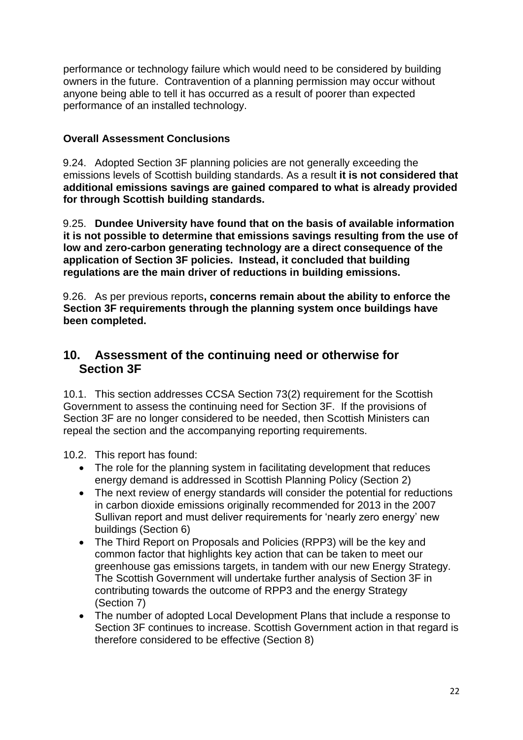performance or technology failure which would need to be considered by building owners in the future. Contravention of a planning permission may occur without anyone being able to tell it has occurred as a result of poorer than expected performance of an installed technology.

**Overall Assessment Conclusions**

9.24. Adopted Section 3F planning policies are not generally exceeding the emissions levels of Scottish building standards. As a result **it is not considered that additional emissions savings are gained compared to what is already provided for through Scottish building standards.**

9.25. **Dundee University have found that on the basis of available information it is not possible to determine that emissions savings resulting from the use of low and zero-carbon generating technology are a direct consequence of the application of Section 3F policies. Instead, it concluded that building regulations are the main driver of reductions in building emissions.**

9.26. As per previous reports**, concerns remain about the ability to enforce the Section 3F requirements through the planning system once buildings have been completed.**

## 10. Assessment of the continuing need or otherwise for Section 3F

10.1. This section addresses CCSA Section 73(2) requirement for the Scottish Government to assess the continuing need for Section 3F. If the provisions of Section 3F are no longer considered to be needed, then Scottish Ministers can repeal the section and the accompanying reporting requirements.

10.2. This report has found:

- The role for the planning system in facilitating development that reduces energy demand is addressed in Scottish Planning Policy (Section 2)
- The next review of energy standards will consider the potential for reductions in carbon dioxide emissions originally recommended for 2013 in the 2007 Sullivan report and must deliver requirements for 'nearly zero energy' new buildings (Section 6)
- The Third Report on Proposals and Policies (RPP3) will be the key and common factor that highlights key action that can be taken to meet our greenhouse gas emissions targets, in tandem with our new Energy Strategy. The Scottish Government will undertake further analysis of Section 3F in contributing towards the outcome of RPP3 and the energy Strategy (Section 7)
- The number of adopted Local Development Plans that include a response to Section 3F continues to increase. Scottish Government action in that regard is therefore considered to be effective (Section 8)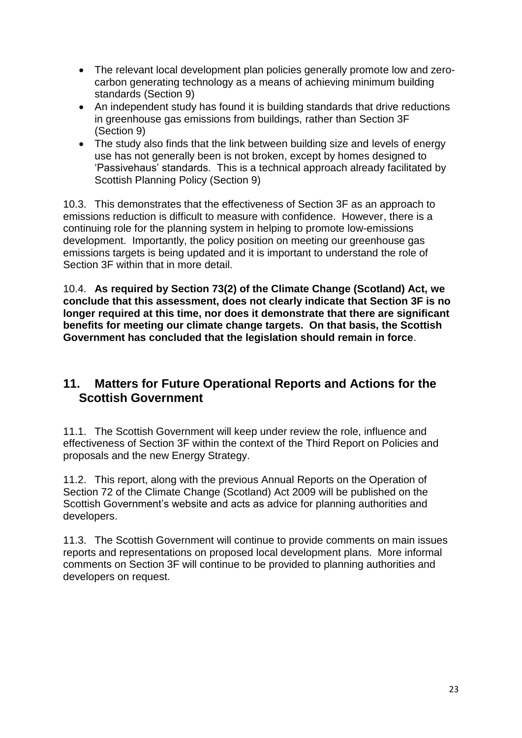- The relevant local development plan policies generally promote low and zero-carbon generating technology as a means of achieving minimum building standards (Section 9)
- An independent study has found it is building standards that drive reductions in greenhouse gas emissions from buildings, rather than Section 3F (Section 9)
- The study also finds that the link between building size and levels of energy use has not generally been is not broken, except by homes designed to 'Passivehaus' standards. This is a technical approach already facilitated by Scottish Planning Policy (Section 9)

10.3. This demonstrates that the effectiveness of Section 3F as an approach to emissions reduction is difficult to measure with confidence. However, there is a continuing role for the planning system in helping to promote low-emissions development. Importantly, the policy position on meeting our greenhouse gas emissions targets is being updated and it is important to understand the role of Section 3F within that in more detail.

10.4. **As required by Section 73(2) of the Climate Change (Scotland) Act, we conclude that this assessment, does not clearly indicate that Section 3F is no longer required at this time, nor does it demonstrate that there are significant benefits for meeting our climate change targets. On that basis, the Scottish Government has concluded that the legislation should remain in force**.

## 11. Matters for Future Operational Reports and Actions for the Scottish Government

11.1. The Scottish Government will keep under review the role, influence and effectiveness of Section 3F within the context of the Third Report on Policies and proposals and the new Energy Strategy.

11.2. This report, along with the previous Annual Reports on the Operation of Section 72 of the Climate Change (Scotland) Act 2009 will be published on the Scottish Government's website and acts as advice for planning authorities and developers.

11.3. The Scottish Government will continue to provide comments on main issues reports and representations on proposed local development plans. More informal comments on Section 3F will continue to be provided to planning authorities and developers on request.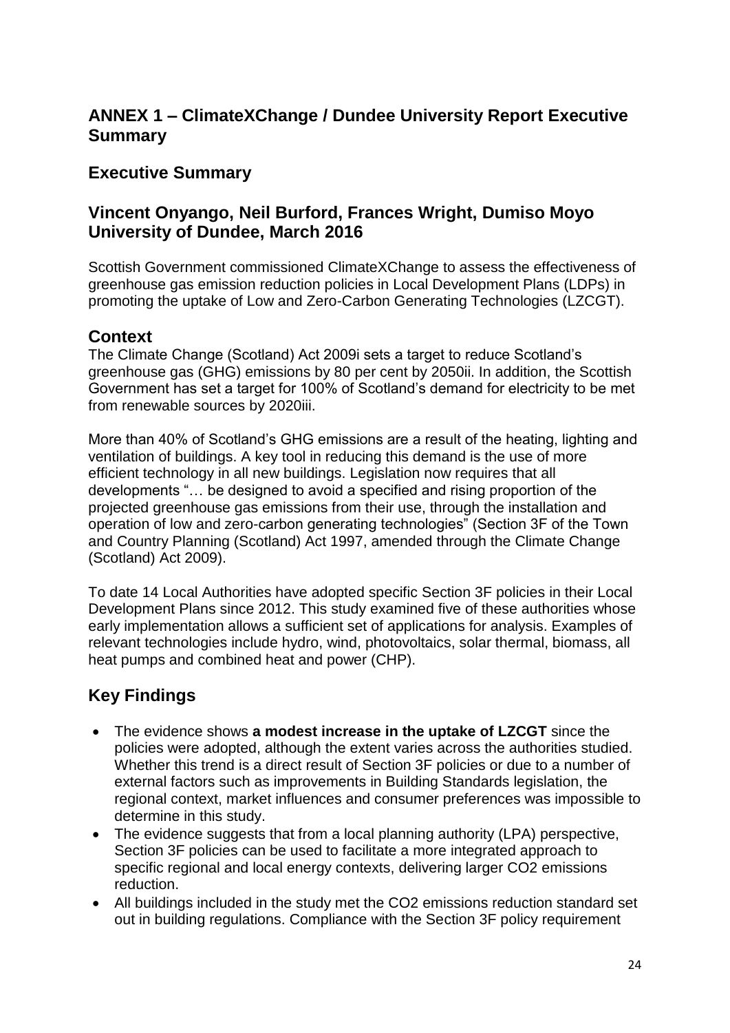## ANNEX 1 – ClimateXChange / Dundee University Report Executive Summary

## Executive Summary

## Vincent Onyango, Neil Burford, Frances Wright, Dumiso Moyo University of Dundee, March 2016

Scottish Government commissioned ClimateXChange to assess the effectiveness of greenhouse gas emission reduction policies in Local Development Plans (LDPs) in promoting the uptake of Low and Zero-Carbon Generating Technologies (LZCGT).

## Context

The Climate Change (Scotland) Act 2009[i] sets a target to reduce Scotland's greenhouse gas (GHG) emissions by 80 per cent by 2050[ii]. In addition, the Scottish Government has set a target for 100% of Scotland's demand for electricity to be met from renewable sources by 2020[iii].

More than 40% of Scotland's GHG emissions are a result of the heating, lighting and ventilation of buildings. A key tool in reducing this demand is the use of more efficient technology in all new buildings. Legislation now requires that all developments "… be designed to avoid a specified and rising proportion of the projected greenhouse gas emissions from their use, through the installation and operation of low and zero-carbon generating technologies" (Section 3F of the Town and Country Planning (Scotland) Act 1997, amended through the Climate Change (Scotland) Act 2009).

To date 14 Local Authorities have adopted specific Section 3F policies in their Local Development Plans since 2012. This study examined five of these authorities whose early implementation allows a sufficient set of applications for analysis. Examples of relevant technologies include hydro, wind, photovoltaics, solar thermal, biomass, all heat pumps and combined heat and power (CHP).

## Key Findings

- The evidence shows **a modest increase in the uptake of LZCGT** since the policies were adopted, although the extent varies across the authorities studied. Whether this trend is a direct result of Section 3F policies or due to a number of external factors such as improvements in Building Standards legislation, the regional context, market influences and consumer preferences was impossible to determine in this study.
- The evidence suggests that from a local planning authority (LPA) perspective, Section 3F policies can be used to facilitate a more integrated approach to specific regional and local energy contexts, delivering larger $CO_2$ emissions reduction.
- All buildings included in the study met the $CO_2$ emissions reduction standard set out in building regulations. Compliance with the Section 3F policy requirement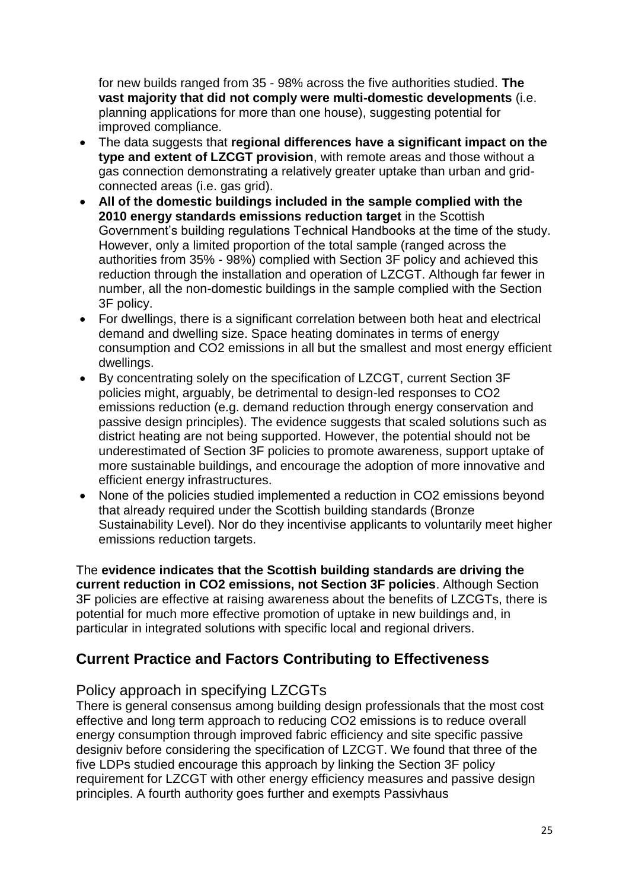for new builds ranged from 35 - 98% across the five authorities studied. **The vast majority that did not comply were multi-domestic developments** (i.e. planning applications for more than one house), suggesting potential for improved compliance.

- The data suggests that **regional differences have a significant impact on the type and extent of LZCGT provision**, with remote areas and those without a gas connection demonstrating a relatively greater uptake than urban and grid-connected areas (i.e. gas grid).
- **All of the domestic buildings included in the sample complied with the 2010 energy standards emissions reduction target** in the Scottish Government's building regulations Technical Handbooks at the time of the study. However, only a limited proportion of the total sample (ranged across the authorities from 35% - 98%) complied with Section 3F policy and achieved this reduction through the installation and operation of LZCGT. Although far fewer in number, all the non-domestic buildings in the sample complied with the Section 3F policy.
- For dwellings, there is a significant correlation between both heat and electrical demand and dwelling size. Space heating dominates in terms of energy consumption and $CO_2$ emissions in all but the smallest and most energy efficient dwellings.
- By concentrating solely on the specification of LZCGT, current Section 3F policies might, arguably, be detrimental to design-led responses to $CO_2$ emissions reduction (e.g. demand reduction through energy conservation and passive design principles). The evidence suggests that scaled solutions such as district heating are not being supported. However, the potential should not be underestimated of Section 3F policies to promote awareness, support uptake of more sustainable buildings, and encourage the adoption of more innovative and efficient energy infrastructures.
- None of the policies studied implemented a reduction in $CO_2$ emissions beyond that already required under the Scottish building standards (Bronze Sustainability Level). Nor do they incentivise applicants to voluntarily meet higher emissions reduction targets.

The **evidence indicates that the Scottish building standards are driving the current reduction in CO2 emissions, not Section 3F policies**. Although Section 3F policies are effective at raising awareness about the benefits of LZCGTs, there is potential for much more effective promotion of uptake in new buildings and, in particular in integrated solutions with specific local and regional drivers.

## Current Practice and Factors Contributing to Effectiveness

### Policy approach in specifying LZCGTs

There is general consensus among building design professionals that the most cost effective and long term approach to reducing $CO_2$ emissions is to reduce overall energy consumption through improved fabric efficiency and site specific passive design[iv] before considering the specification of LZCGT. We found that three of the five LDPs studied encourage this approach by linking the Section 3F policy requirement for LZCGT with other energy efficiency measures and passive design principles. A fourth authority goes further and exempts Passivhaus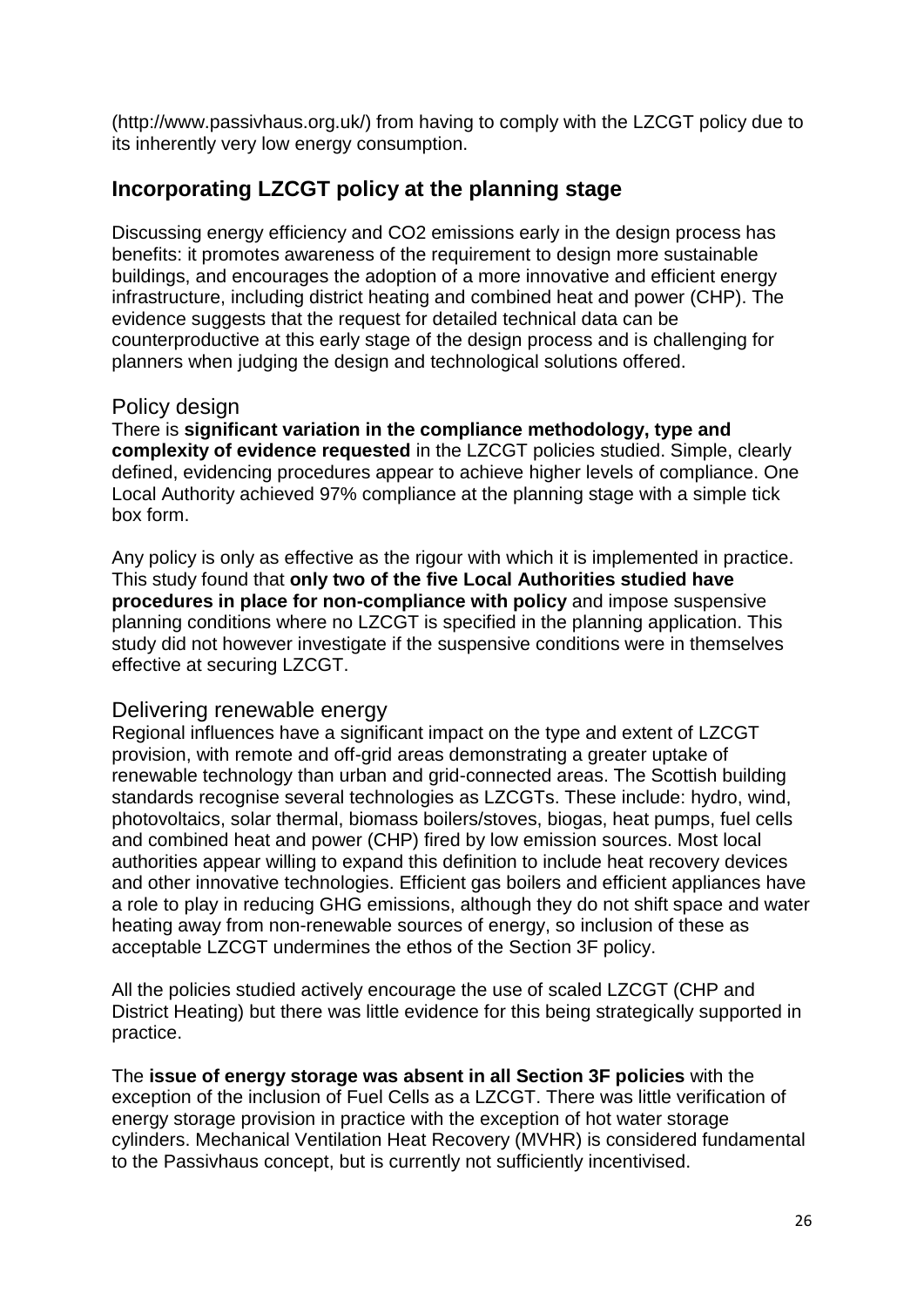(http://www.passivhaus.org.uk/) from having to comply with the LZCGT policy due to its inherently very low energy consumption.

## Incorporating LZCGT policy at the planning stage

Discussing energy efficiency and CO2 emissions early in the design process has benefits: it promotes awareness of the requirement to design more sustainable buildings, and encourages the adoption of a more innovative and efficient energy infrastructure, including district heating and combined heat and power (CHP). The evidence suggests that the request for detailed technical data can be counterproductive at this early stage of the design process and is challenging for planners when judging the design and technological solutions offered.

### Policy design

There is **significant variation in the compliance methodology, type and complexity of evidence requested** in the LZCGT policies studied. Simple, clearly defined, evidencing procedures appear to achieve higher levels of compliance. One Local Authority achieved 97% compliance at the planning stage with a simple tick box form.

Any policy is only as effective as the rigour with which it is implemented in practice. This study found that **only two of the five Local Authorities studied have procedures in place for non-compliance with policy** and impose suspensive planning conditions where no LZCGT is specified in the planning application. This study did not however investigate if the suspensive conditions were in themselves effective at securing LZCGT.

### Delivering renewable energy

Regional influences have a significant impact on the type and extent of LZCGT provision, with remote and off-grid areas demonstrating a greater uptake of renewable technology than urban and grid-connected areas. The Scottish building standards recognise several technologies as LZCGTs. These include: hydro, wind, photovoltaics, solar thermal, biomass boilers/stoves, biogas, heat pumps, fuel cells and combined heat and power (CHP) fired by low emission sources. Most local authorities appear willing to expand this definition to include heat recovery devices and other innovative technologies. Efficient gas boilers and efficient appliances have a role to play in reducing GHG emissions, although they do not shift space and water heating away from non-renewable sources of energy, so inclusion of these as acceptable LZCGT undermines the ethos of the Section 3F policy.

All the policies studied actively encourage the use of scaled LZCGT (CHP and District Heating) but there was little evidence for this being strategically supported in practice.

The **issue of energy storage was absent in all Section 3F policies** with the exception of the inclusion of Fuel Cells as a LZCGT. There was little verification of energy storage provision in practice with the exception of hot water storage cylinders. Mechanical Ventilation Heat Recovery (MVHR) is considered fundamental to the Passivhaus concept, but is currently not sufficiently incentivised.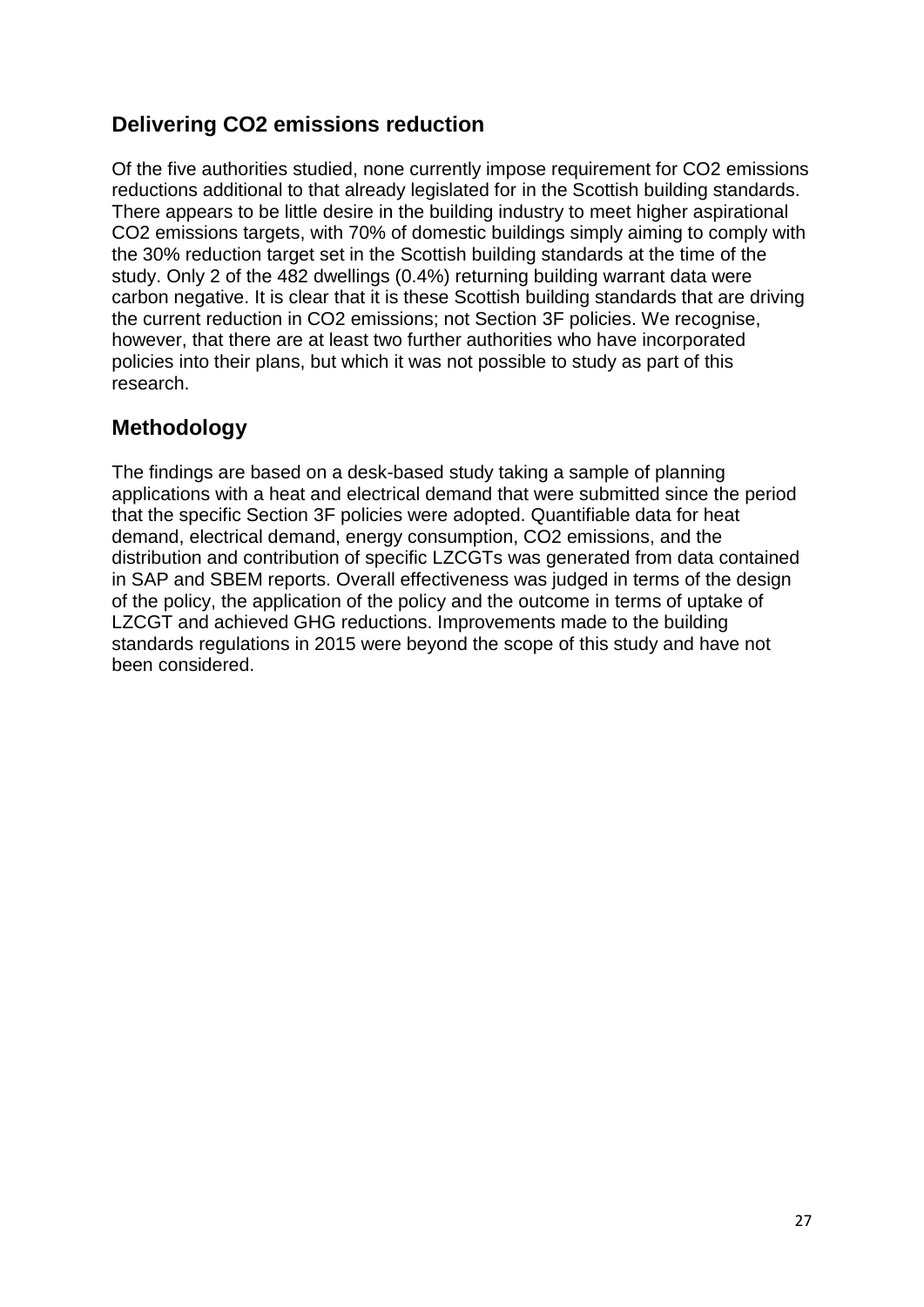## Delivering $CO_2$ emissions reduction

Of the five authorities studied, none currently impose requirement for $CO_2$ emissions reductions additional to that already legislated for in the Scottish building standards. There appears to be little desire in the building industry to meet higher aspirational $CO_2$ emissions targets, with 70% of domestic buildings simply aiming to comply with the 30% reduction target set in the Scottish building standards at the time of the study. Only 2 of the 482 dwellings (0.4%) returning building warrant data were carbon negative. It is clear that it is these Scottish building standards that are driving the current reduction in $CO_2$ emissions; not Section 3F policies. We recognise, however, that there are at least two further authorities who have incorporated policies into their plans, but which it was not possible to study as part of this research.

## Methodology

The findings are based on a desk-based study taking a sample of planning applications with a heat and electrical demand that were submitted since the period that the specific Section 3F policies were adopted. Quantifiable data for heat demand, electrical demand, energy consumption, $CO_2$ emissions, and the distribution and contribution of specific LZCGTs was generated from data contained in SAP and SBEM reports. Overall effectiveness was judged in terms of the design of the policy, the application of the policy and the outcome in terms of uptake of LZCGT and achieved GHG reductions. Improvements made to the building standards regulations in 2015 were beyond the scope of this study and have not been considered.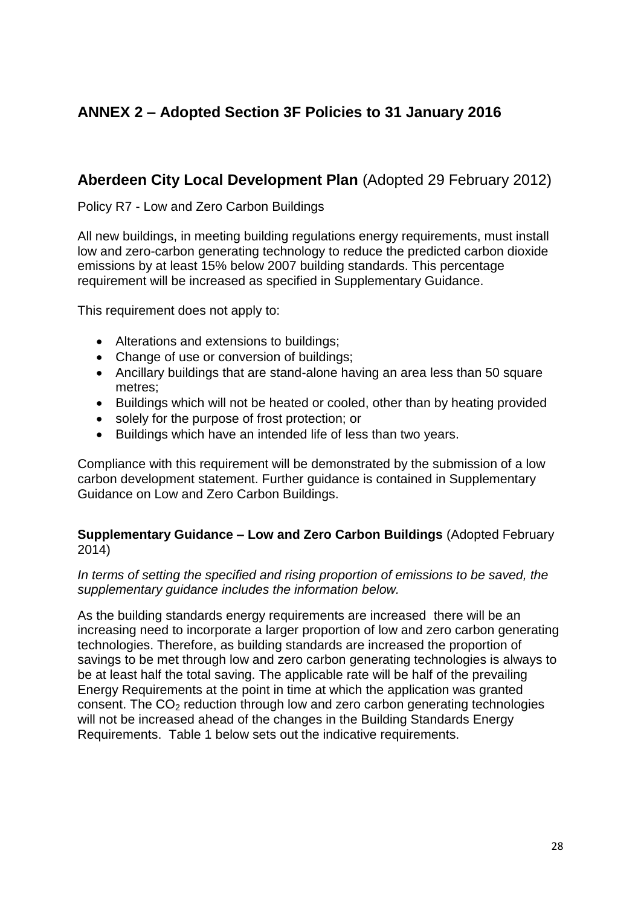# ANNEX 2 – Adopted Section 3F Policies to 31 January 2016

## Aberdeen City Local Development Plan (Adopted 29 February 2012)

Policy R7 - Low and Zero Carbon Buildings

All new buildings, in meeting building regulations energy requirements, must install low and zero-carbon generating technology to reduce the predicted carbon dioxide emissions by at least 15% below 2007 building standards. This percentage requirement will be increased as specified in Supplementary Guidance.

This requirement does not apply to:

- Alterations and extensions to buildings;
- Change of use or conversion of buildings;
- Ancillary buildings that are stand-alone having an area less than 50 square metres;
- Buildings which will not be heated or cooled, other than by heating provided
- solely for the purpose of frost protection; or
- Buildings which have an intended life of less than two years.

Compliance with this requirement will be demonstrated by the submission of a low carbon development statement. Further guidance is contained in Supplementary Guidance on Low and Zero Carbon Buildings.

**Supplementary Guidance – Low and Zero Carbon Buildings** (Adopted February 2014)

*In terms of setting the specified and rising proportion of emissions to be saved, the supplementary guidance includes the information below.*

As the building standards energy requirements are increased there will be an increasing need to incorporate a larger proportion of low and zero carbon generating technologies. Therefore, as building standards are increased the proportion of savings to be met through low and zero carbon generating technologies is always to be at least half the total saving. The applicable rate will be half of the prevailing Energy Requirements at the point in time at which the application was granted consent. The $CO_2$ reduction through low and zero carbon generating technologies will not be increased ahead of the changes in the Building Standards Energy Requirements. Table 1 below sets out the indicative requirements.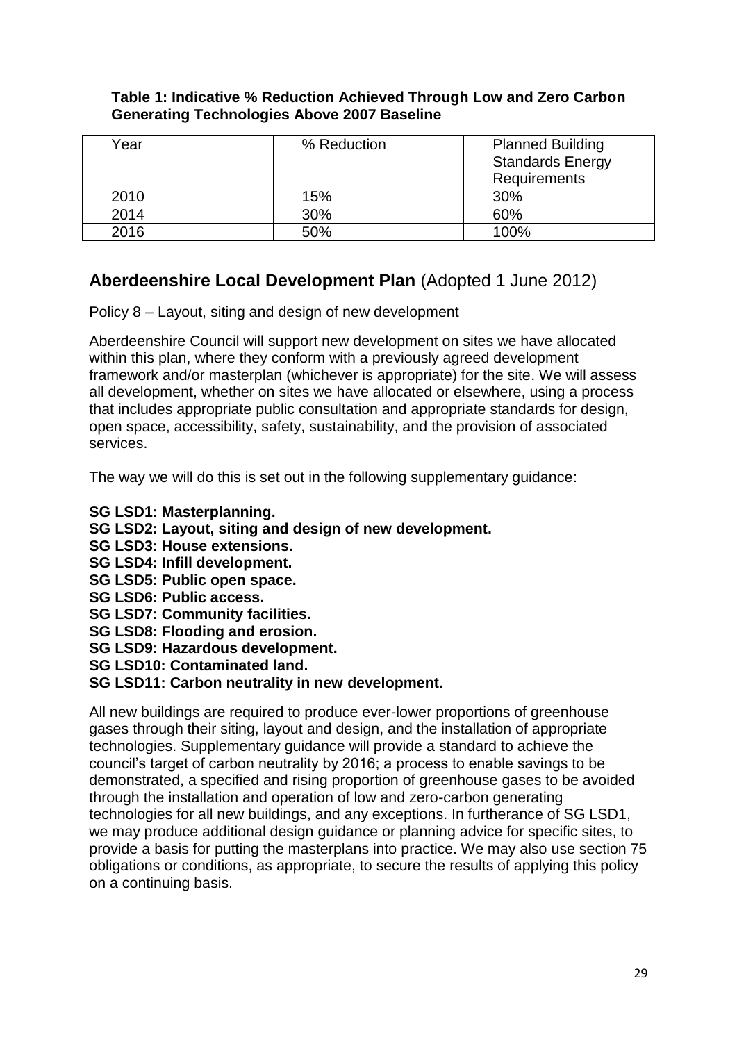**Table 1: Indicative % Reduction Achieved Through Low and Zero Carbon Generating Technologies Above 2007 Baseline**

| Year | % Reduction | Planned Building Standards Energy Requirements |
|---|---|---|
| 2010 | 15% | 30% |
| 2014 | 30% | 60% |
| 2016 | 50% | 100% |

## **Aberdeenshire Local Development Plan** (Adopted 1 June 2012)

Policy 8 – Layout, siting and design of new development

Aberdeenshire Council will support new development on sites we have allocated within this plan, where they conform with a previously agreed development framework and/or masterplan (whichever is appropriate) for the site. We will assess all development, whether on sites we have allocated or elsewhere, using a process that includes appropriate public consultation and appropriate standards for design, open space, accessibility, safety, sustainability, and the provision of associated services.

The way we will do this is set out in the following supplementary guidance:

**SG LSD1: Masterplanning.**
**SG LSD2: Layout, siting and design of new development.**
**SG LSD3: House extensions.**
**SG LSD4: Infill development.**
**SG LSD5: Public open space.**
**SG LSD6: Public access.**
**SG LSD7: Community facilities.**
**SG LSD8: Flooding and erosion.**
**SG LSD9: Hazardous development.**
**SG LSD10: Contaminated land.**
**SG LSD11: Carbon neutrality in new development.**

All new buildings are required to produce ever-lower proportions of greenhouse gases through their siting, layout and design, and the installation of appropriate technologies. Supplementary guidance will provide a standard to achieve the council's target of carbon neutrality by 2016; a process to enable savings to be demonstrated, a specified and rising proportion of greenhouse gases to be avoided through the installation and operation of low and zero-carbon generating technologies for all new buildings, and any exceptions. In furtherance of SG LSD1, we may produce additional design guidance or planning advice for specific sites, to provide a basis for putting the masterplans into practice. We may also use section 75 obligations or conditions, as appropriate, to secure the results of applying this policy on a continuing basis.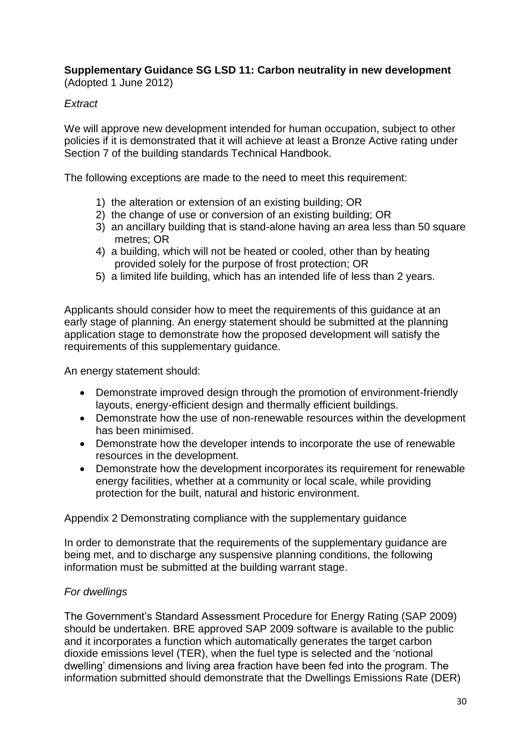**Supplementary Guidance SG LSD 11: Carbon neutrality in new development**
(Adopted 1 June 2012)

*Extract*

We will approve new development intended for human occupation, subject to other policies if it is demonstrated that it will achieve at least a Bronze Active rating under Section 7 of the building standards Technical Handbook.

The following exceptions are made to the need to meet this requirement:

1) the alteration or extension of an existing building; OR
2) the change of use or conversion of an existing building; OR
3) an ancillary building that is stand-alone having an area less than 50 square metres; OR
4) a building, which will not be heated or cooled, other than by heating provided solely for the purpose of frost protection; OR
5) a limited life building, which has an intended life of less than 2 years.

Applicants should consider how to meet the requirements of this guidance at an early stage of planning. An energy statement should be submitted at the planning application stage to demonstrate how the proposed development will satisfy the requirements of this supplementary guidance.

An energy statement should:

- Demonstrate improved design through the promotion of environment-friendly layouts, energy-efficient design and thermally efficient buildings.
- Demonstrate how the use of non-renewable resources within the development has been minimised.
- Demonstrate how the developer intends to incorporate the use of renewable resources in the development.
- Demonstrate how the development incorporates its requirement for renewable energy facilities, whether at a community or local scale, while providing protection for the built, natural and historic environment.

Appendix 2 Demonstrating compliance with the supplementary guidance

In order to demonstrate that the requirements of the supplementary guidance are being met, and to discharge any suspensive planning conditions, the following information must be submitted at the building warrant stage.

*For dwellings*

The Government's Standard Assessment Procedure for Energy Rating (SAP 2009) should be undertaken. BRE approved SAP 2009 software is available to the public and it incorporates a function which automatically generates the target carbon dioxide emissions level (TER), when the fuel type is selected and the 'notional dwelling' dimensions and living area fraction have been fed into the program. The information submitted should demonstrate that the Dwellings Emissions Rate (DER)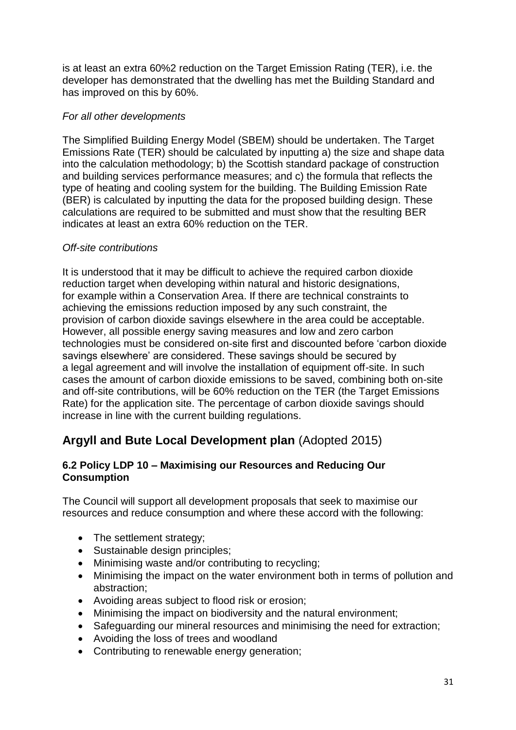is at least an extra 60%2 reduction on the Target Emission Rating (TER), i.e. the developer has demonstrated that the dwelling has met the Building Standard and has improved on this by 60%.

*For all other developments*

The Simplified Building Energy Model (SBEM) should be undertaken. The Target Emissions Rate (TER) should be calculated by inputting a) the size and shape data into the calculation methodology; b) the Scottish standard package of construction and building services performance measures; and c) the formula that reflects the type of heating and cooling system for the building. The Building Emission Rate (BER) is calculated by inputting the data for the proposed building design. These calculations are required to be submitted and must show that the resulting BER indicates at least an extra 60% reduction on the TER.

*Off-site contributions*

It is understood that it may be difficult to achieve the required carbon dioxide reduction target when developing within natural and historic designations, for example within a Conservation Area. If there are technical constraints to achieving the emissions reduction imposed by any such constraint, the provision of carbon dioxide savings elsewhere in the area could be acceptable. However, all possible energy saving measures and low and zero carbon technologies must be considered on-site first and discounted before 'carbon dioxide savings elsewhere' are considered. These savings should be secured by a legal agreement and will involve the installation of equipment off-site. In such cases the amount of carbon dioxide emissions to be saved, combining both on-site and off-site contributions, will be 60% reduction on the TER (the Target Emissions Rate) for the application site. The percentage of carbon dioxide savings should increase in line with the current building regulations.

## **Argyll and Bute Local Development plan** (Adopted 2015)

### 6.2 Policy LDP 10 – Maximising our Resources and Reducing Our Consumption

The Council will support all development proposals that seek to maximise our resources and reduce consumption and where these accord with the following:

- The settlement strategy;
- Sustainable design principles;
- Minimising waste and/or contributing to recycling;
- Minimising the impact on the water environment both in terms of pollution and abstraction;
- Avoiding areas subject to flood risk or erosion;
- Minimising the impact on biodiversity and the natural environment;
- Safeguarding our mineral resources and minimising the need for extraction;
- Avoiding the loss of trees and woodland
- Contributing to renewable energy generation;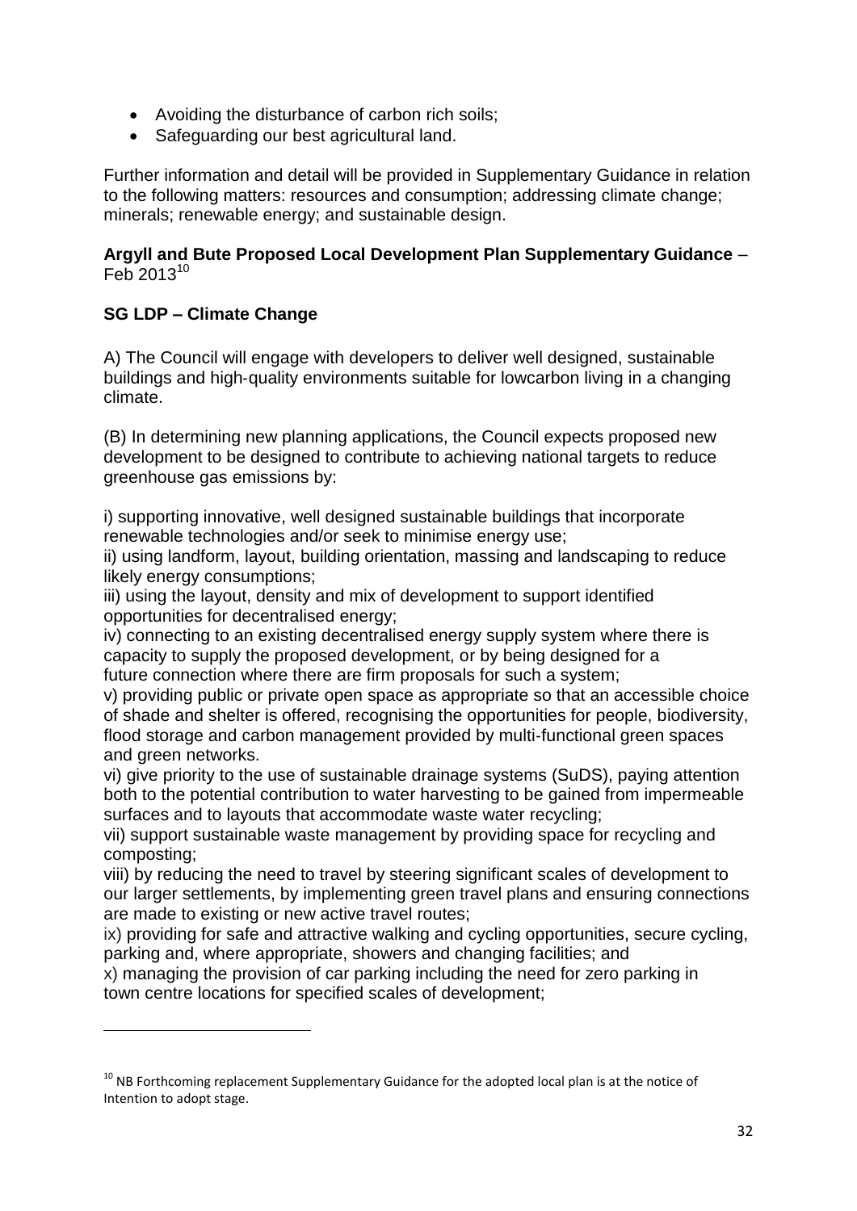- Avoiding the disturbance of carbon rich soils;
- Safeguarding our best agricultural land.

Further information and detail will be provided in Supplementary Guidance in relation to the following matters: resources and consumption; addressing climate change; minerals; renewable energy; and sustainable design.

**Argyll and Bute Proposed Local Development Plan Supplementary Guidance** – Feb 2013[10]

**SG LDP – Climate Change**

A) The Council will engage with developers to deliver well designed, sustainable buildings and high-quality environments suitable for lowcarbon living in a changing climate.

(B) In determining new planning applications, the Council expects proposed new development to be designed to contribute to achieving national targets to reduce greenhouse gas emissions by:

i) supporting innovative, well designed sustainable buildings that incorporate renewable technologies and/or seek to minimise energy use;
ii) using landform, layout, building orientation, massing and landscaping to reduce likely energy consumptions;
iii) using the layout, density and mix of development to support identified opportunities for decentralised energy;
iv) connecting to an existing decentralised energy supply system where there is capacity to supply the proposed development, or by being designed for a future connection where there are firm proposals for such a system;
v) providing public or private open space as appropriate so that an accessible choice of shade and shelter is offered, recognising the opportunities for people, biodiversity, flood storage and carbon management provided by multi-functional green spaces and green networks.
vi) give priority to the use of sustainable drainage systems (SuDS), paying attention both to the potential contribution to water harvesting to be gained from impermeable surfaces and to layouts that accommodate waste water recycling;
vii) support sustainable waste management by providing space for recycling and composting;
viii) by reducing the need to travel by steering significant scales of development to our larger settlements, by implementing green travel plans and ensuring connections are made to existing or new active travel routes;
ix) providing for safe and attractive walking and cycling opportunities, secure cycling, parking and, where appropriate, showers and changing facilities; and
x) managing the provision of car parking including the need for zero parking in town centre locations for specified scales of development;

[10] NB Forthcoming replacement Supplementary Guidance for the adopted local plan is at the notice of Intention to adopt stage.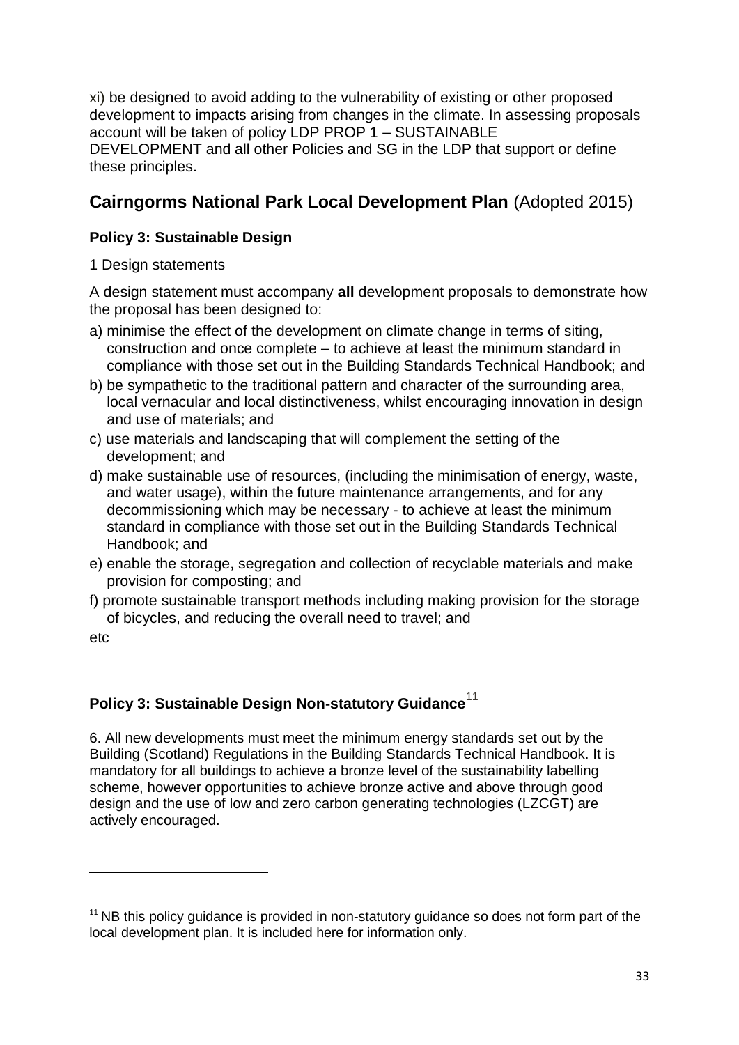xi) be designed to avoid adding to the vulnerability of existing or other proposed development to impacts arising from changes in the climate. In assessing proposals account will be taken of policy LDP PROP 1 – SUSTAINABLE DEVELOPMENT and all other Policies and SG in the LDP that support or define these principles.

## **Cairngorms National Park Local Development Plan** (Adopted 2015)

### Policy 3: Sustainable Design

1 Design statements

A design statement must accompany **all** development proposals to demonstrate how the proposal has been designed to:

a) minimise the effect of the development on climate change in terms of siting, construction and once complete – to achieve at least the minimum standard in compliance with those set out in the Building Standards Technical Handbook; and
b) be sympathetic to the traditional pattern and character of the surrounding area, local vernacular and local distinctiveness, whilst encouraging innovation in design and use of materials; and
c) use materials and landscaping that will complement the setting of the development; and
d) make sustainable use of resources, (including the minimisation of energy, waste, and water usage), within the future maintenance arrangements, and for any decommissioning which may be necessary - to achieve at least the minimum standard in compliance with those set out in the Building Standards Technical Handbook; and
e) enable the storage, segregation and collection of recyclable materials and make provision for composting; and
f) promote sustainable transport methods including making provision for the storage of bicycles, and reducing the overall need to travel; and

etc

### Policy 3: Sustainable Design Non-statutory Guidance[11]

6. All new developments must meet the minimum energy standards set out by the Building (Scotland) Regulations in the Building Standards Technical Handbook. It is mandatory for all buildings to achieve a bronze level of the sustainability labelling scheme, however opportunities to achieve bronze active and above through good design and the use of low and zero carbon generating technologies (LZCGT) are actively encouraged.

[11] NB this policy guidance is provided in non-statutory guidance so does not form part of the local development plan. It is included here for information only.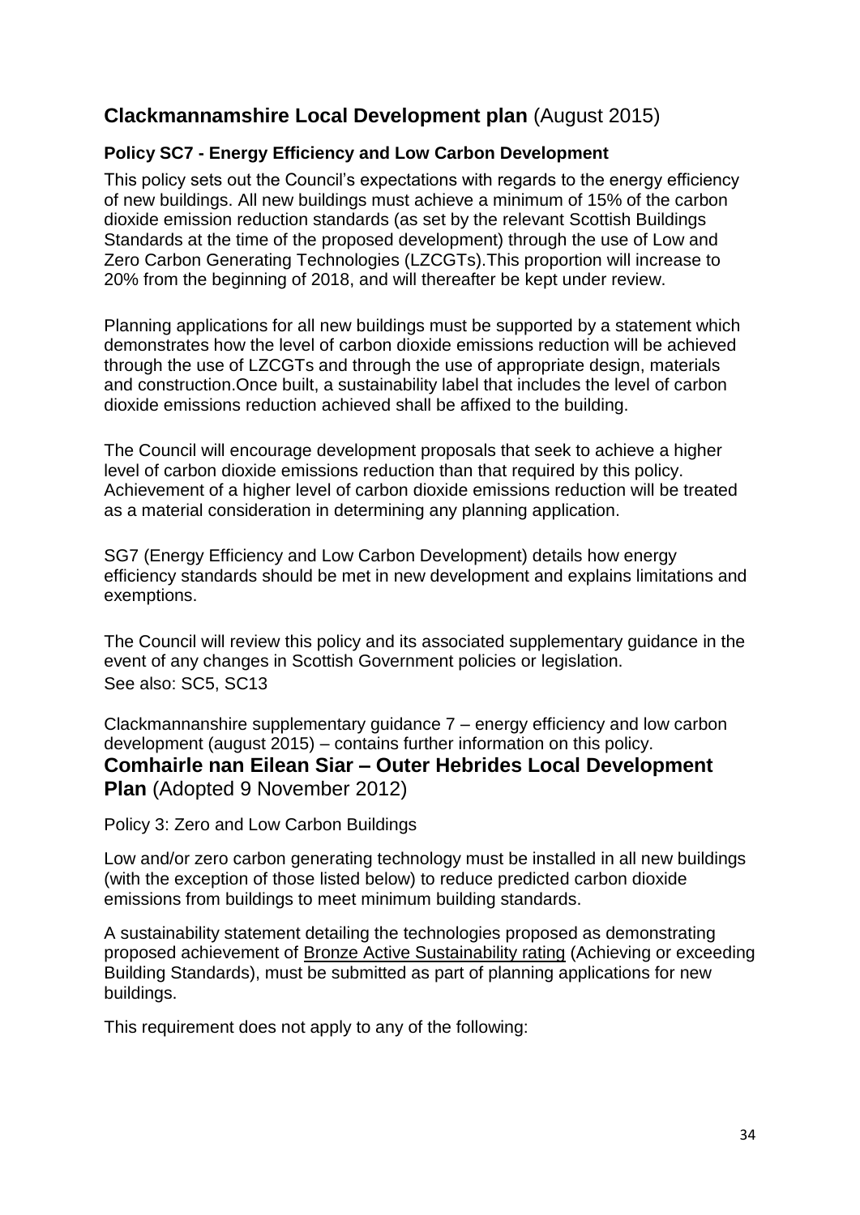## **Clackmannamshire Local Development plan** (August 2015)

### Policy SC7 - Energy Efficiency and Low Carbon Development

This policy sets out the Council's expectations with regards to the energy efficiency of new buildings. All new buildings must achieve a minimum of 15% of the carbon dioxide emission reduction standards (as set by the relevant Scottish Buildings Standards at the time of the proposed development) through the use of Low and Zero Carbon Generating Technologies (LZCGTs).This proportion will increase to 20% from the beginning of 2018, and will thereafter be kept under review.

Planning applications for all new buildings must be supported by a statement which demonstrates how the level of carbon dioxide emissions reduction will be achieved through the use of LZCGTs and through the use of appropriate design, materials and construction.Once built, a sustainability label that includes the level of carbon dioxide emissions reduction achieved shall be affixed to the building.

The Council will encourage development proposals that seek to achieve a higher level of carbon dioxide emissions reduction than that required by this policy. Achievement of a higher level of carbon dioxide emissions reduction will be treated as a material consideration in determining any planning application.

SG7 (Energy Efficiency and Low Carbon Development) details how energy efficiency standards should be met in new development and explains limitations and exemptions.

The Council will review this policy and its associated supplementary guidance in the event of any changes in Scottish Government policies or legislation.
See also: SC5, SC13

Clackmannanshire supplementary guidance 7 – energy efficiency and low carbon development (august 2015) – contains further information on this policy.

## **Comhairle nan Eilean Siar – Outer Hebrides Local Development Plan** (Adopted 9 November 2012)

Policy 3: Zero and Low Carbon Buildings

Low and/or zero carbon generating technology must be installed in all new buildings (with the exception of those listed below) to reduce predicted carbon dioxide emissions from buildings to meet minimum building standards.

A sustainability statement detailing the technologies proposed as demonstrating proposed achievement of Bronze Active Sustainability rating (Achieving or exceeding Building Standards), must be submitted as part of planning applications for new buildings.

This requirement does not apply to any of the following: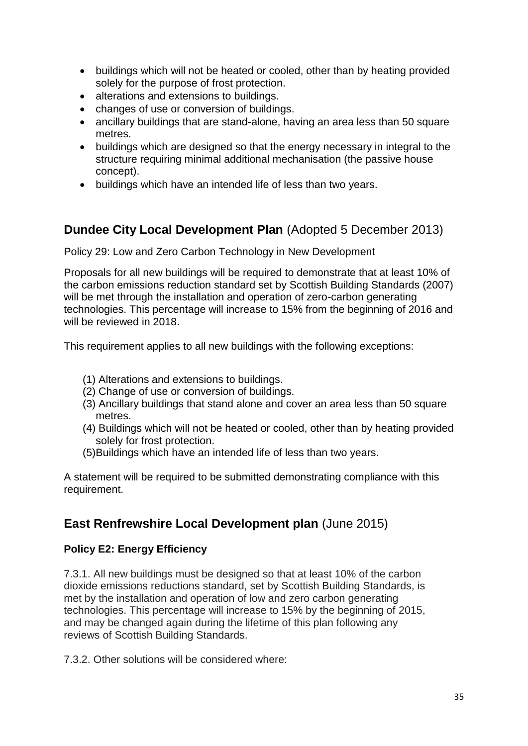- buildings which will not be heated or cooled, other than by heating provided solely for the purpose of frost protection.
- alterations and extensions to buildings.
- changes of use or conversion of buildings.
- ancillary buildings that are stand-alone, having an area less than 50 square metres.
- buildings which are designed so that the energy necessary in integral to the structure requiring minimal additional mechanisation (the passive house concept).
- buildings which have an intended life of less than two years.

## **Dundee City Local Development Plan** (Adopted 5 December 2013)

Policy 29: Low and Zero Carbon Technology in New Development

Proposals for all new buildings will be required to demonstrate that at least 10% of the carbon emissions reduction standard set by Scottish Building Standards (2007) will be met through the installation and operation of zero-carbon generating technologies. This percentage will increase to 15% from the beginning of 2016 and will be reviewed in 2018.

This requirement applies to all new buildings with the following exceptions:

(1) Alterations and extensions to buildings.
(2) Change of use or conversion of buildings.
(3) Ancillary buildings that stand alone and cover an area less than 50 square metres.
(4) Buildings which will not be heated or cooled, other than by heating provided solely for frost protection.
(5)Buildings which have an intended life of less than two years.

A statement will be required to be submitted demonstrating compliance with this requirement.

## **East Renfrewshire Local Development plan** (June 2015)

### **Policy E2: Energy Efficiency**

7.3.1. All new buildings must be designed so that at least 10% of the carbon dioxide emissions reductions standard, set by Scottish Building Standards, is met by the installation and operation of low and zero carbon generating technologies. This percentage will increase to 15% by the beginning of 2015, and may be changed again during the lifetime of this plan following any reviews of Scottish Building Standards.

7.3.2. Other solutions will be considered where: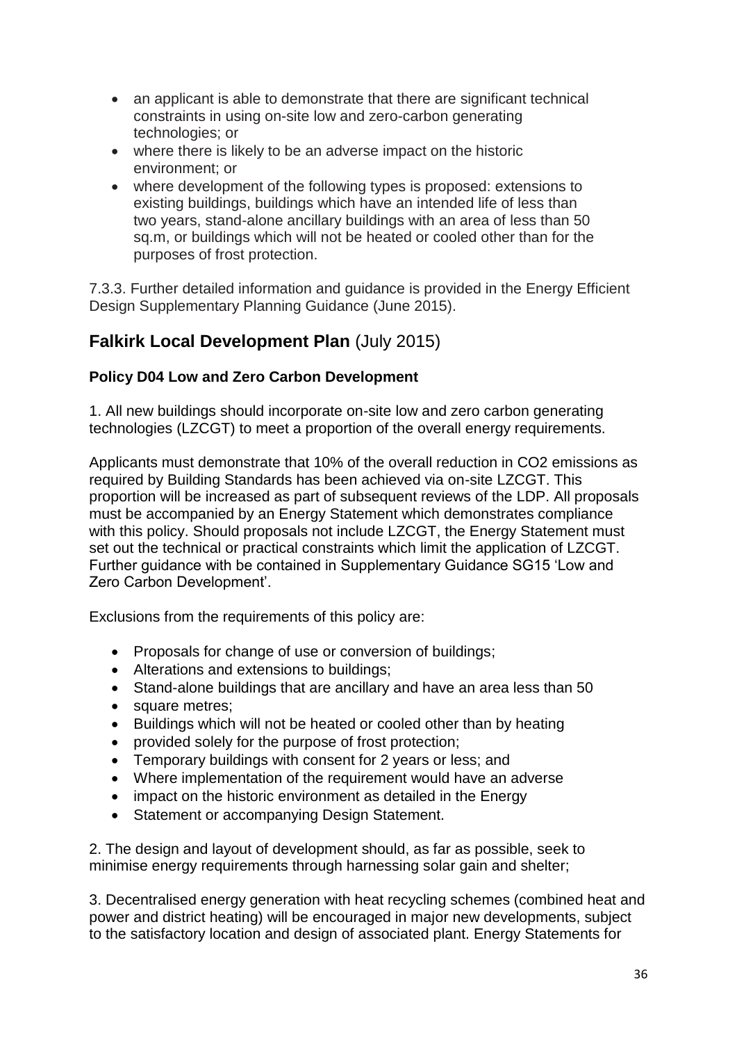- an applicant is able to demonstrate that there are significant technical constraints in using on-site low and zero-carbon generating technologies; or
- where there is likely to be an adverse impact on the historic environment; or
- where development of the following types is proposed: extensions to existing buildings, buildings which have an intended life of less than two years, stand-alone ancillary buildings with an area of less than 50 sq.m, or buildings which will not be heated or cooled other than for the purposes of frost protection.

7.3.3. Further detailed information and guidance is provided in the Energy Efficient Design Supplementary Planning Guidance (June 2015).

## **Falkirk Local Development Plan** (July 2015)

### Policy D04 Low and Zero Carbon Development

1. All new buildings should incorporate on-site low and zero carbon generating technologies (LZCGT) to meet a proportion of the overall energy requirements.

Applicants must demonstrate that 10% of the overall reduction in $CO_2$ emissions as required by Building Standards has been achieved via on-site LZCGT. This proportion will be increased as part of subsequent reviews of the LDP. All proposals must be accompanied by an Energy Statement which demonstrates compliance with this policy. Should proposals not include LZCGT, the Energy Statement must set out the technical or practical constraints which limit the application of LZCGT. Further guidance with be contained in Supplementary Guidance SG15 'Low and Zero Carbon Development'.

Exclusions from the requirements of this policy are:

- Proposals for change of use or conversion of buildings;
- Alterations and extensions to buildings;
- Stand-alone buildings that are ancillary and have an area less than 50
- square metres;
- Buildings which will not be heated or cooled other than by heating
- provided solely for the purpose of frost protection;
- Temporary buildings with consent for 2 years or less; and
- Where implementation of the requirement would have an adverse
- impact on the historic environment as detailed in the Energy
- Statement or accompanying Design Statement.

2. The design and layout of development should, as far as possible, seek to minimise energy requirements through harnessing solar gain and shelter;

3. Decentralised energy generation with heat recycling schemes (combined heat and power and district heating) will be encouraged in major new developments, subject to the satisfactory location and design of associated plant. Energy Statements for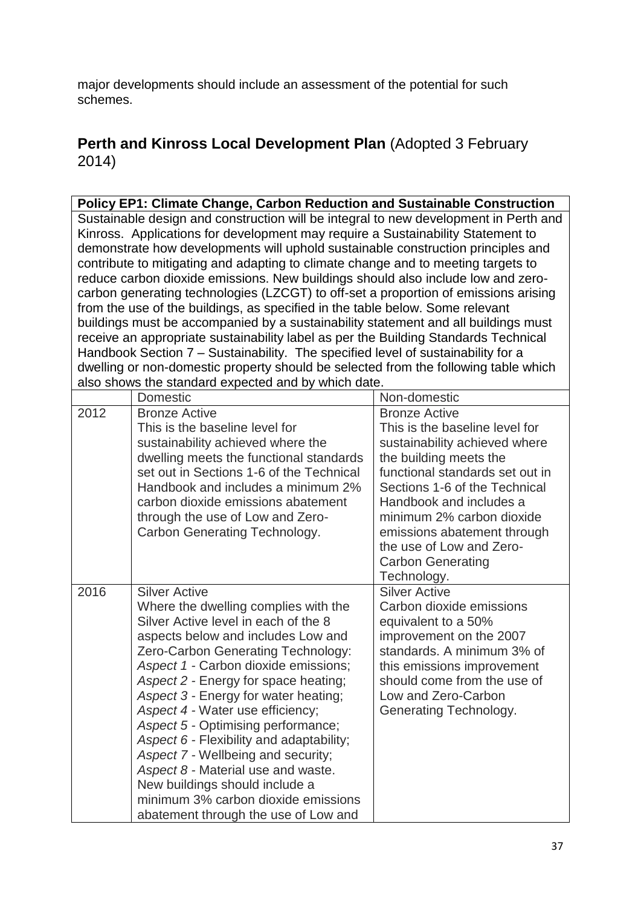major developments should include an assessment of the potential for such schemes.

## **Perth and Kinross Local Development Plan** (Adopted 3 February 2014)

| **Policy EP1: Climate Change, Carbon Reduction and Sustainable Construction** | | |
|---|---|---|
| Sustainable design and construction will be integral to new development in Perth and Kinross. Applications for development may require a Sustainability Statement to demonstrate how developments will uphold sustainable construction principles and contribute to mitigating and adapting to climate change and to meeting targets to reduce carbon dioxide emissions. New buildings should also include low and zero-carbon generating technologies (LZCGT) to off-set a proportion of emissions arising from the use of the buildings, as specified in the table below. Some relevant buildings must be accompanied by a sustainability statement and all buildings must receive an appropriate sustainability label as per the Building Standards Technical Handbook Section 7 – Sustainability. The specified level of sustainability for a dwelling or non-domestic property should be selected from the following table which also shows the standard expected and by which date. | | |
| | Domestic | Non-domestic |
| 2012 | Bronze Active<br>This is the baseline level for sustainability achieved where the dwelling meets the functional standards set out in Sections 1-6 of the Technical Handbook and includes a minimum 2% carbon dioxide emissions abatement through the use of Low and Zero-Carbon Generating Technology. | Bronze Active<br>This is the baseline level for sustainability achieved where the building meets the functional standards set out in Sections 1-6 of the Technical Handbook and includes a minimum 2% carbon dioxide emissions abatement through the use of Low and Zero-Carbon Generating Technology. |
| 2016 | Silver Active<br>Where the dwelling complies with the Silver Active level in each of the 8 aspects below and includes Low and Zero-Carbon Generating Technology:<br>*Aspect 1* - Carbon dioxide emissions;<br>*Aspect 2* - Energy for space heating;<br>*Aspect 3* - Energy for water heating;<br>*Aspect 4* - Water use efficiency;<br>*Aspect 5* - Optimising performance;<br>*Aspect 6* - Flexibility and adaptability;<br>*Aspect 7* - Wellbeing and security;<br>*Aspect 8* - Material use and waste.<br>New buildings should include a minimum 3% carbon dioxide emissions abatement through the use of Low and | Silver Active<br>Carbon dioxide emissions equivalent to a 50% improvement on the 2007 standards. A minimum 3% of this emissions improvement should come from the use of Low and Zero-Carbon Generating Technology. |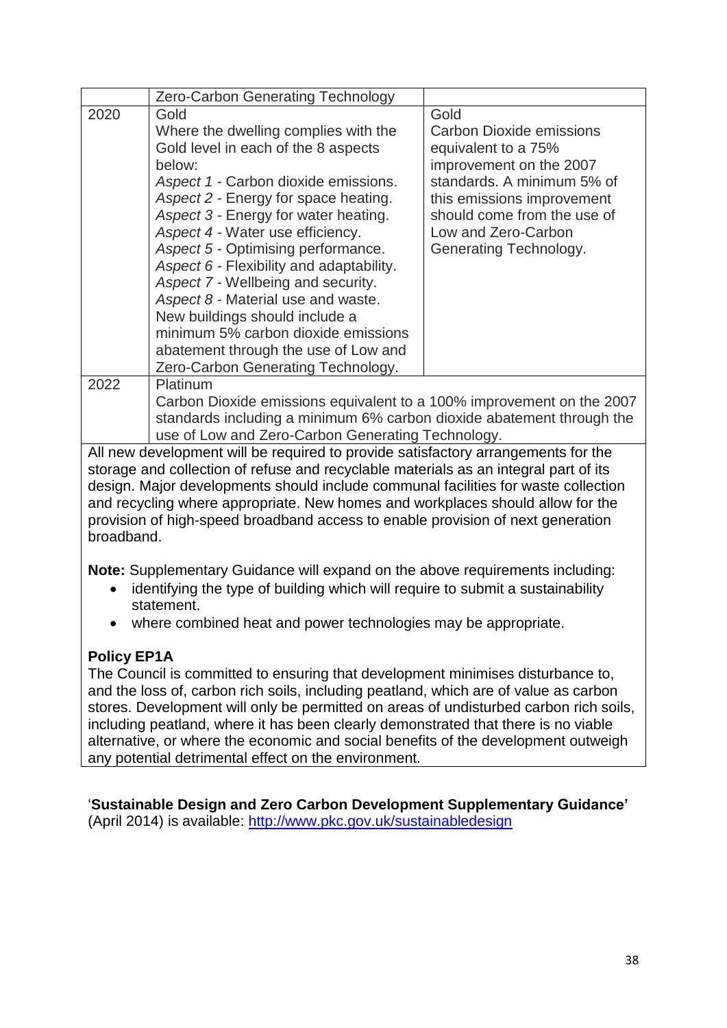| | | |
|---|---|---|
| | Zero-Carbon Generating Technology | |
| 2020 | Gold<br>Where the dwelling complies with the Gold level in each of the 8 aspects below:<br>*Aspect 1* - Carbon dioxide emissions.<br>*Aspect 2* - Energy for space heating.<br>*Aspect 3* - Energy for water heating.<br>*Aspect 4* - Water use efficiency.<br>*Aspect 5* - Optimising performance.<br>*Aspect 6* - Flexibility and adaptability.<br>*Aspect 7* - Wellbeing and security.<br>*Aspect 8* - Material use and waste.<br>New buildings should include a minimum 5% carbon dioxide emissions abatement through the use of Low and Zero-Carbon Generating Technology. | Gold<br>Carbon Dioxide emissions equivalent to a 75% improvement on the 2007 standards. A minimum 5% of this emissions improvement should come from the use of Low and Zero-Carbon Generating Technology. |
| 2022 | Platinum<br>Carbon Dioxide emissions equivalent to a 100% improvement on the 2007 standards including a minimum 6% carbon dioxide abatement through the use of Low and Zero-Carbon Generating Technology. | |

All new development will be required to provide satisfactory arrangements for the storage and collection of refuse and recyclable materials as an integral part of its design. Major developments should include communal facilities for waste collection and recycling where appropriate. New homes and workplaces should allow for the provision of high-speed broadband access to enable provision of next generation broadband.

**Note:** Supplementary Guidance will expand on the above requirements including:

- identifying the type of building which will require to submit a sustainability statement.
- where combined heat and power technologies may be appropriate.

**Policy EP1A**

The Council is committed to ensuring that development minimises disturbance to, and the loss of, carbon rich soils, including peatland, which are of value as carbon stores. Development will only be permitted on areas of undisturbed carbon rich soils, including peatland, where it has been clearly demonstrated that there is no viable alternative, or where the economic and social benefits of the development outweigh any potential detrimental effect on the environment.

'**Sustainable Design and Zero Carbon Development Supplementary Guidance'** (April 2014) is available: http://www.pkc.gov.uk/sustainabledesign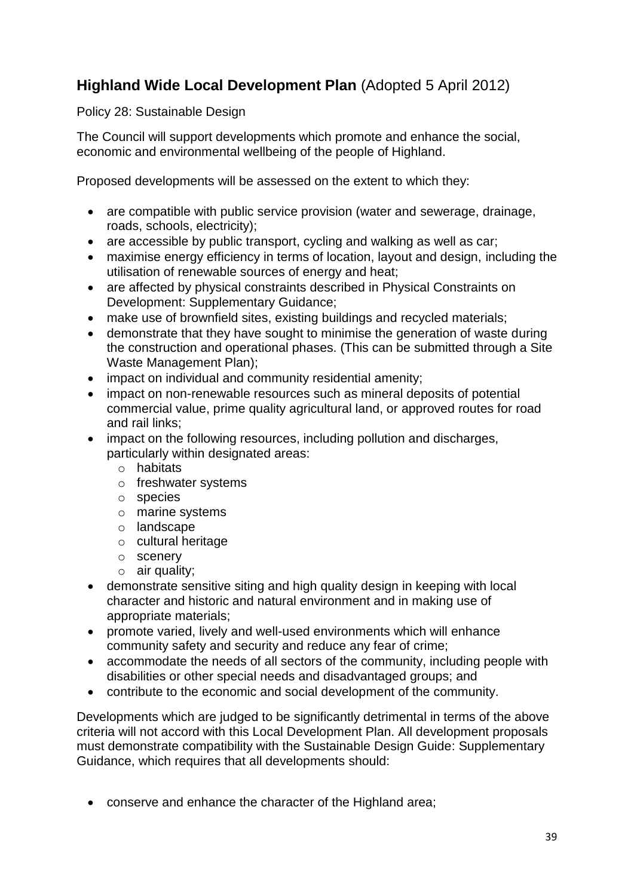## **Highland Wide Local Development Plan** (Adopted 5 April 2012)

Policy 28: Sustainable Design

The Council will support developments which promote and enhance the social, economic and environmental wellbeing of the people of Highland.

Proposed developments will be assessed on the extent to which they:

- are compatible with public service provision (water and sewerage, drainage, roads, schools, electricity);
- are accessible by public transport, cycling and walking as well as car;
- maximise energy efficiency in terms of location, layout and design, including the utilisation of renewable sources of energy and heat;
- are affected by physical constraints described in Physical Constraints on Development: Supplementary Guidance;
- make use of brownfield sites, existing buildings and recycled materials;
- demonstrate that they have sought to minimise the generation of waste during the construction and operational phases. (This can be submitted through a Site Waste Management Plan);
- impact on individual and community residential amenity;
- impact on non-renewable resources such as mineral deposits of potential commercial value, prime quality agricultural land, or approved routes for road and rail links;
- impact on the following resources, including pollution and discharges, particularly within designated areas:
  - habitats
  - freshwater systems
  - species
  - marine systems
  - landscape
  - cultural heritage
  - scenery
  - air quality;
- demonstrate sensitive siting and high quality design in keeping with local character and historic and natural environment and in making use of appropriate materials;
- promote varied, lively and well-used environments which will enhance community safety and security and reduce any fear of crime;
- accommodate the needs of all sectors of the community, including people with disabilities or other special needs and disadvantaged groups; and
- contribute to the economic and social development of the community.

Developments which are judged to be significantly detrimental in terms of the above criteria will not accord with this Local Development Plan. All development proposals must demonstrate compatibility with the Sustainable Design Guide: Supplementary Guidance, which requires that all developments should:

- conserve and enhance the character of the Highland area;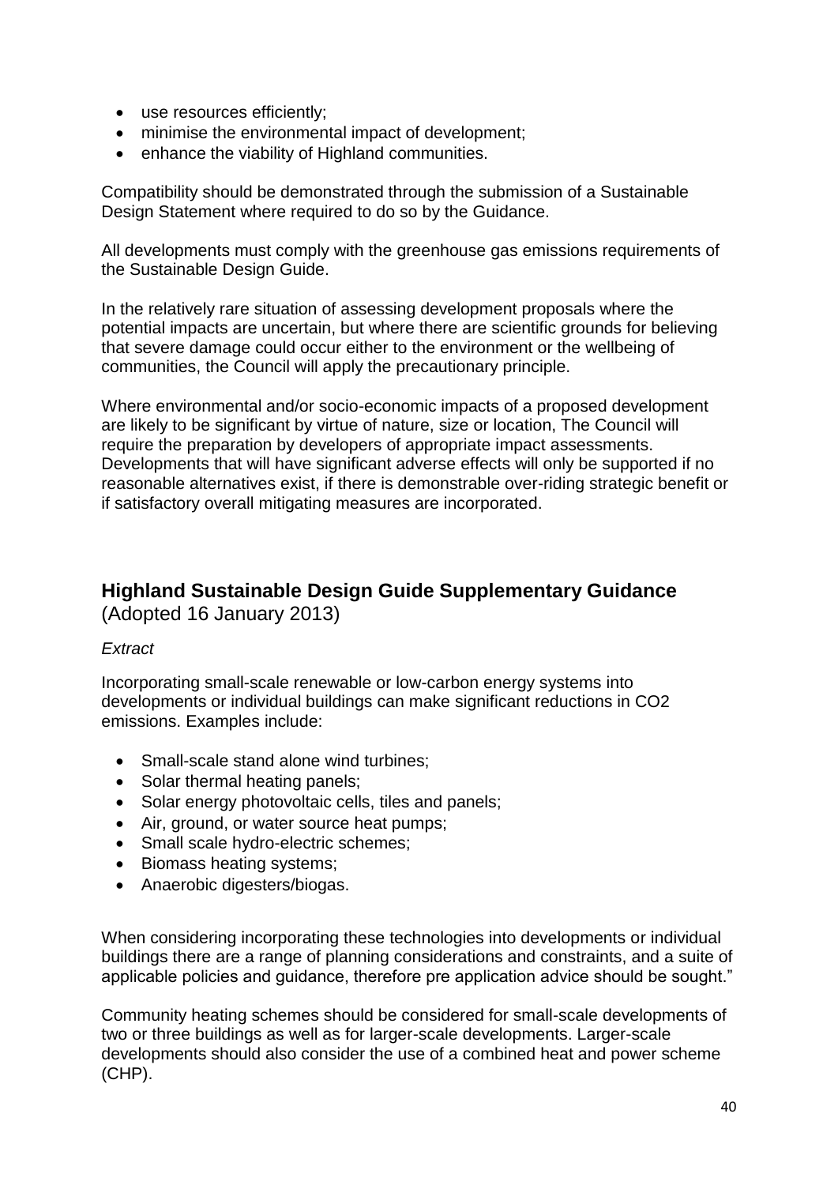- use resources efficiently;
- minimise the environmental impact of development;
- enhance the viability of Highland communities.

Compatibility should be demonstrated through the submission of a Sustainable Design Statement where required to do so by the Guidance.

All developments must comply with the greenhouse gas emissions requirements of the Sustainable Design Guide.

In the relatively rare situation of assessing development proposals where the potential impacts are uncertain, but where there are scientific grounds for believing that severe damage could occur either to the environment or the wellbeing of communities, the Council will apply the precautionary principle.

Where environmental and/or socio-economic impacts of a proposed development are likely to be significant by virtue of nature, size or location, The Council will require the preparation by developers of appropriate impact assessments. Developments that will have significant adverse effects will only be supported if no reasonable alternatives exist, if there is demonstrable over-riding strategic benefit or if satisfactory overall mitigating measures are incorporated.

## Highland Sustainable Design Guide Supplementary Guidance

(Adopted 16 January 2013)

*Extract*

Incorporating small-scale renewable or low-carbon energy systems into developments or individual buildings can make significant reductions in $CO_2$ emissions. Examples include:

- Small-scale stand alone wind turbines;
- Solar thermal heating panels;
- Solar energy photovoltaic cells, tiles and panels;
- Air, ground, or water source heat pumps;
- Small scale hydro-electric schemes;
- Biomass heating systems;
- Anaerobic digesters/biogas.

When considering incorporating these technologies into developments or individual buildings there are a range of planning considerations and constraints, and a suite of applicable policies and guidance, therefore pre application advice should be sought."

Community heating schemes should be considered for small-scale developments of two or three buildings as well as for larger-scale developments. Larger-scale developments should also consider the use of a combined heat and power scheme (CHP).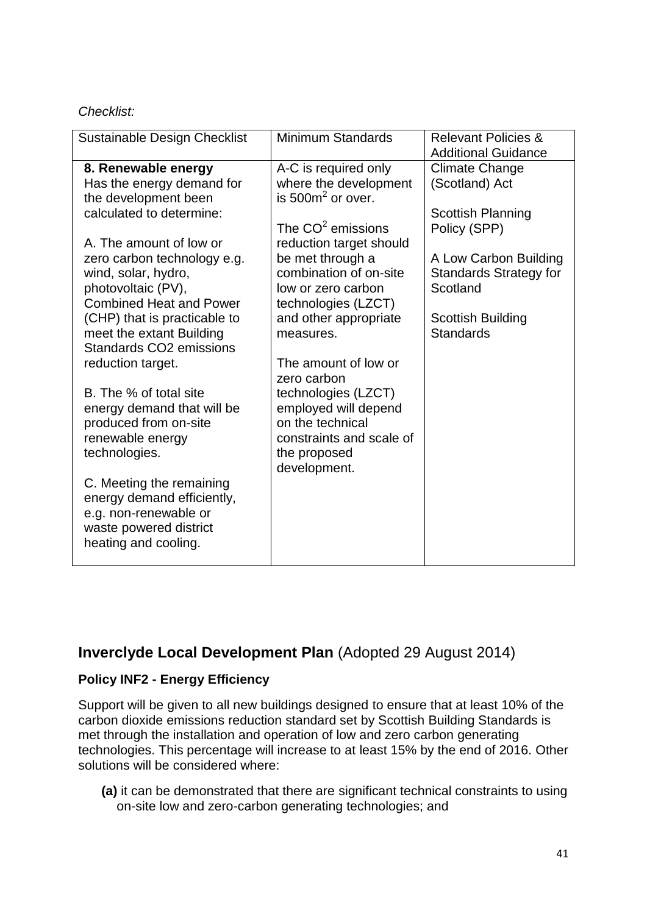*Checklist:*

| Sustainable Design Checklist | Minimum Standards | Relevant Policies & Additional Guidance |
| --- | --- | --- |
| **8. Renewable energy**<br>Has the energy demand for the development been calculated to determine:<br><br>A. The amount of low or zero carbon technology e.g. wind, solar, hydro, photovoltaic (PV), Combined Heat and Power (CHP) that is practicable to meet the extant Building Standards CO2 emissions reduction target.<br><br>B. The % of total site energy demand that will be produced from on-site renewable energy technologies.<br><br>C. Meeting the remaining energy demand efficiently, e.g. non-renewable or waste powered district heating and cooling. | A-C is required only where the development is $500m^2$ or over.<br><br>The $CO^2$ emissions reduction target should be met through a combination of on-site low or zero carbon technologies (LZCT) and other appropriate measures.<br><br>The amount of low or zero carbon technologies (LZCT) employed will depend on the technical constraints and scale of the proposed development. | Climate Change (Scotland) Act<br><br>Scottish Planning Policy (SPP)<br><br>A Low Carbon Building Standards Strategy for Scotland<br><br>Scottish Building Standards |

## **Inverclyde Local Development Plan** (Adopted 29 August 2014)

**Policy INF2 - Energy Efficiency**

Support will be given to all new buildings designed to ensure that at least 10% of the carbon dioxide emissions reduction standard set by Scottish Building Standards is met through the installation and operation of low and zero carbon generating technologies. This percentage will increase to at least 15% by the end of 2016. Other solutions will be considered where:

- **(a)** it can be demonstrated that there are significant technical constraints to using on-site low and zero-carbon generating technologies; and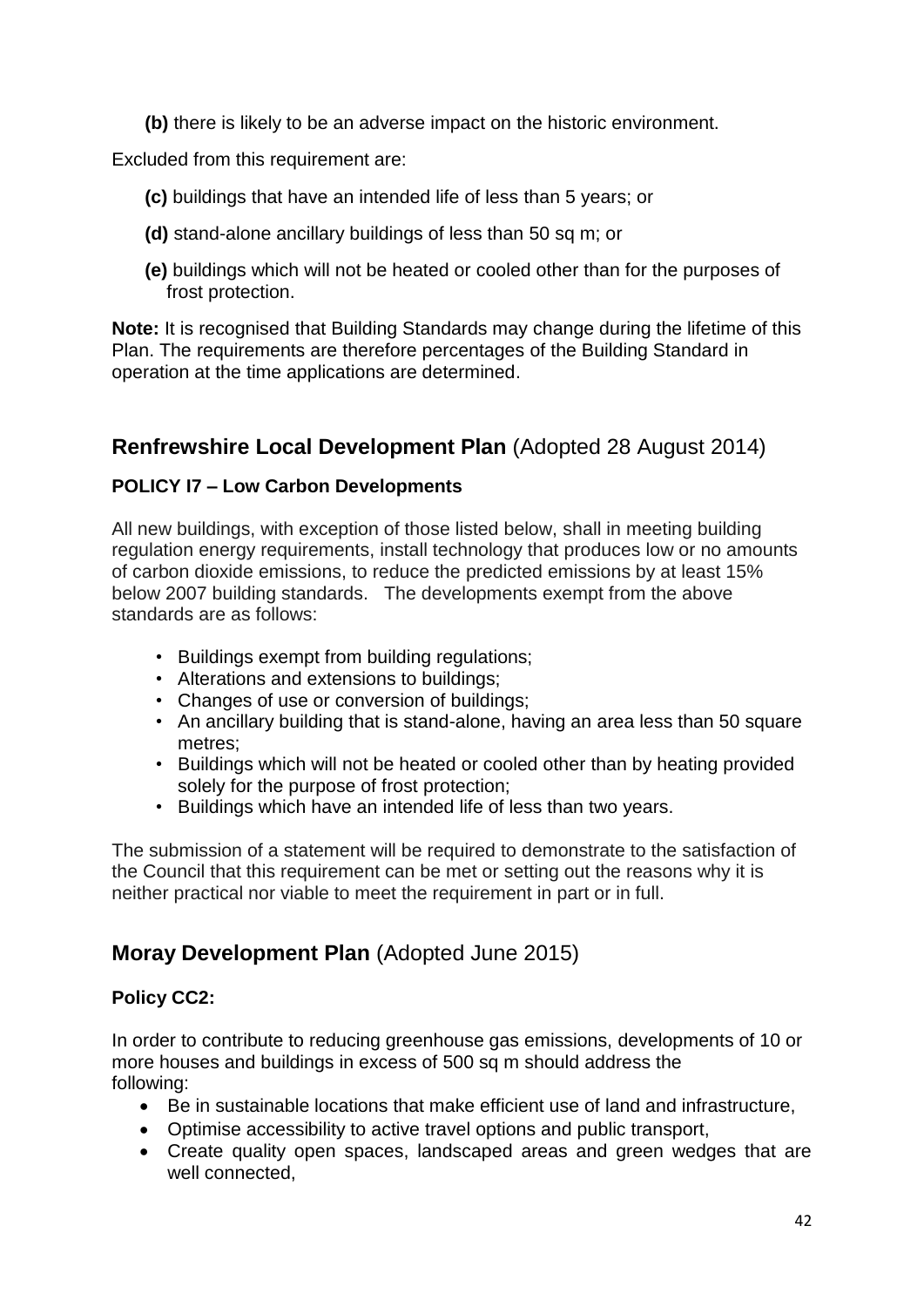**(b)** there is likely to be an adverse impact on the historic environment.

Excluded from this requirement are:

**(c)** buildings that have an intended life of less than 5 years; or

**(d)** stand-alone ancillary buildings of less than 50 sq m; or

**(e)** buildings which will not be heated or cooled other than for the purposes of frost protection.

**Note:** It is recognised that Building Standards may change during the lifetime of this Plan. The requirements are therefore percentages of the Building Standard in operation at the time applications are determined.

## **Renfrewshire Local Development Plan** (Adopted 28 August 2014)

### POLICY I7 – Low Carbon Developments

All new buildings, with exception of those listed below, shall in meeting building regulation energy requirements, install technology that produces low or no amounts of carbon dioxide emissions, to reduce the predicted emissions by at least 15% below 2007 building standards. The developments exempt from the above standards are as follows:

- Buildings exempt from building regulations;
- Alterations and extensions to buildings;
- Changes of use or conversion of buildings;
- An ancillary building that is stand-alone, having an area less than 50 square metres;
- Buildings which will not be heated or cooled other than by heating provided solely for the purpose of frost protection;
- Buildings which have an intended life of less than two years.

The submission of a statement will be required to demonstrate to the satisfaction of the Council that this requirement can be met or setting out the reasons why it is neither practical nor viable to meet the requirement in part or in full.

## **Moray Development Plan** (Adopted June 2015)

### Policy CC2:

In order to contribute to reducing greenhouse gas emissions, developments of 10 or more houses and buildings in excess of 500 sq m should address the following:

- Be in sustainable locations that make efficient use of land and infrastructure,
- Optimise accessibility to active travel options and public transport,
- Create quality open spaces, landscaped areas and green wedges that are well connected,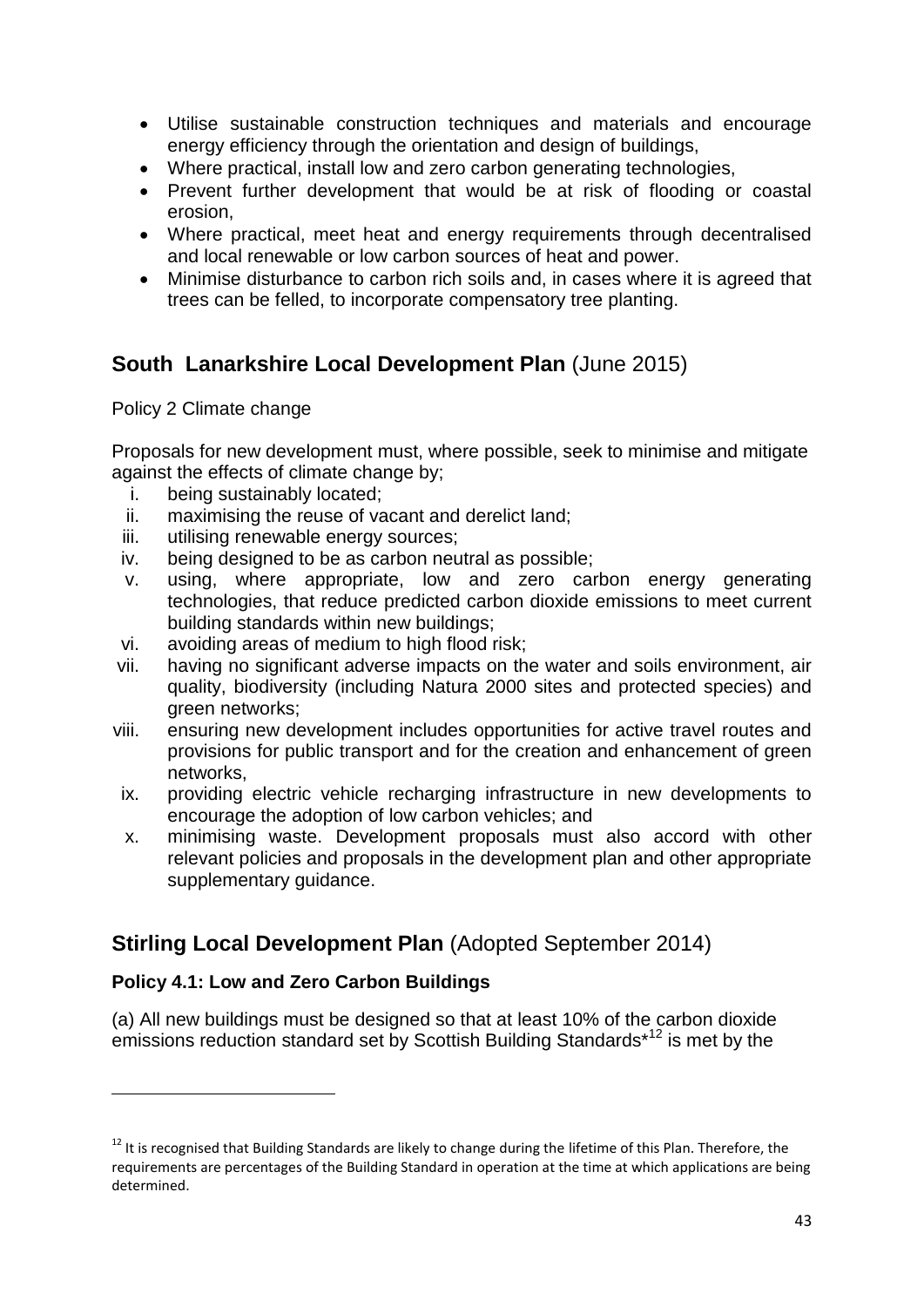- Utilise sustainable construction techniques and materials and encourage energy efficiency through the orientation and design of buildings,
- Where practical, install low and zero carbon generating technologies,
- Prevent further development that would be at risk of flooding or coastal erosion,
- Where practical, meet heat and energy requirements through decentralised and local renewable or low carbon sources of heat and power.
- Minimise disturbance to carbon rich soils and, in cases where it is agreed that trees can be felled, to incorporate compensatory tree planting.

## **South Lanarkshire Local Development Plan** (June 2015)

Policy 2 Climate change

Proposals for new development must, where possible, seek to minimise and mitigate against the effects of climate change by;

i. being sustainably located;
ii. maximising the reuse of vacant and derelict land;
iii. utilising renewable energy sources;
iv. being designed to be as carbon neutral as possible;
v. using, where appropriate, low and zero carbon energy generating technologies, that reduce predicted carbon dioxide emissions to meet current building standards within new buildings;
vi. avoiding areas of medium to high flood risk;
vii. having no significant adverse impacts on the water and soils environment, air quality, biodiversity (including Natura 2000 sites and protected species) and green networks;
viii. ensuring new development includes opportunities for active travel routes and provisions for public transport and for the creation and enhancement of green networks,
ix. providing electric vehicle recharging infrastructure in new developments to encourage the adoption of low carbon vehicles; and
x. minimising waste. Development proposals must also accord with other relevant policies and proposals in the development plan and other appropriate supplementary guidance.

## **Stirling Local Development Plan** (Adopted September 2014)

**Policy 4.1: Low and Zero Carbon Buildings**

(a) All new buildings must be designed so that at least 10% of the carbon dioxide emissions reduction standard set by Scottish Building Standards*[12] is met by the

[12] It is recognised that Building Standards are likely to change during the lifetime of this Plan. Therefore, the requirements are percentages of the Building Standard in operation at the time at which applications are being determined.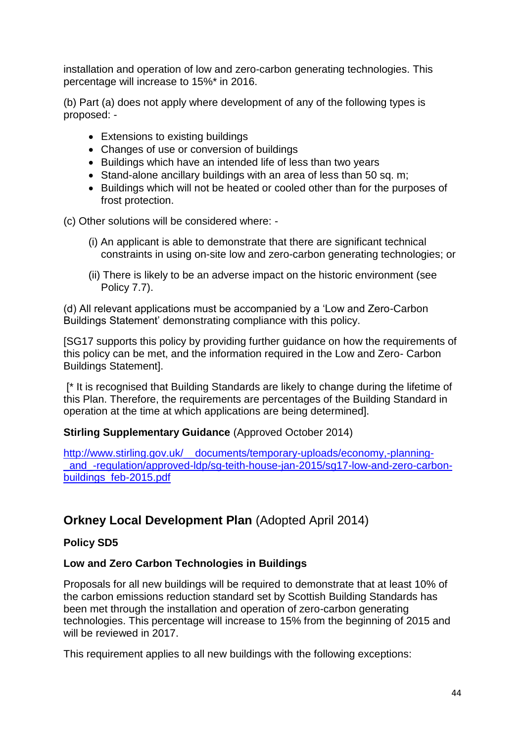installation and operation of low and zero-carbon generating technologies. This percentage will increase to 15%* in 2016.

(b) Part (a) does not apply where development of any of the following types is proposed: -

- Extensions to existing buildings
- Changes of use or conversion of buildings
- Buildings which have an intended life of less than two years
- Stand-alone ancillary buildings with an area of less than 50 sq. m;
- Buildings which will not be heated or cooled other than for the purposes of frost protection.

(c) Other solutions will be considered where: -

(i) An applicant is able to demonstrate that there are significant technical constraints in using on-site low and zero-carbon generating technologies; or

(ii) There is likely to be an adverse impact on the historic environment (see Policy 7.7).

(d) All relevant applications must be accompanied by a 'Low and Zero-Carbon Buildings Statement' demonstrating compliance with this policy.

[SG17 supports this policy by providing further guidance on how the requirements of this policy can be met, and the information required in the Low and Zero- Carbon Buildings Statement].

[* It is recognised that Building Standards are likely to change during the lifetime of this Plan. Therefore, the requirements are percentages of the Building Standard in operation at the time at which applications are being determined].

**Stirling Supplementary Guidance** (Approved October 2014)

http://www.stirling.gov.uk/__documents/temporary-uploads/economy,-planning-_and_-regulation/approved-ldp/sg-teith-house-jan-2015/sg17-low-and-zero-carbon-buildings_feb-2015.pdf

## **Orkney Local Development Plan** (Adopted April 2014)

**Policy SD5**

**Low and Zero Carbon Technologies in Buildings**

Proposals for all new buildings will be required to demonstrate that at least 10% of the carbon emissions reduction standard set by Scottish Building Standards has been met through the installation and operation of zero-carbon generating technologies. This percentage will increase to 15% from the beginning of 2015 and will be reviewed in 2017.

This requirement applies to all new buildings with the following exceptions: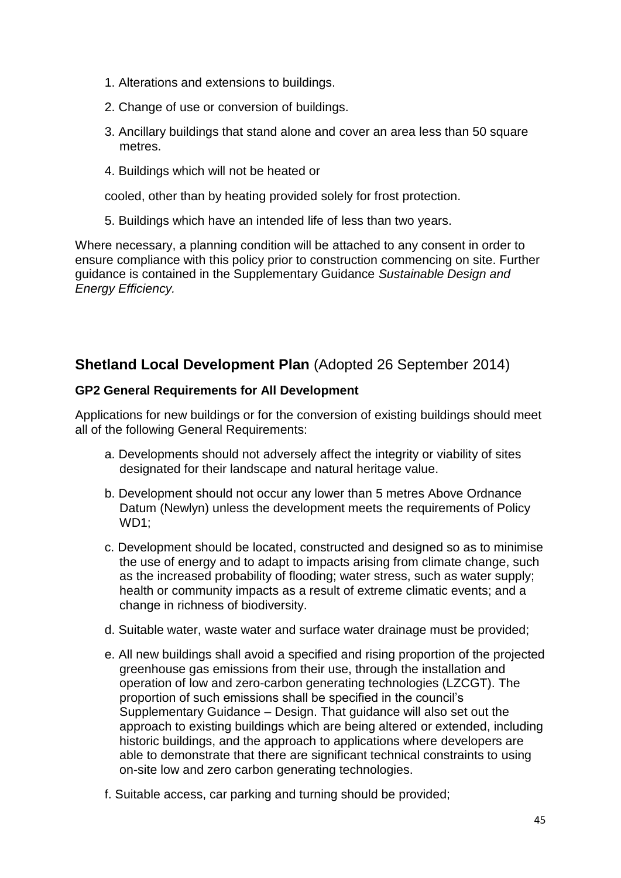1. Alterations and extensions to buildings.
2. Change of use or conversion of buildings.
3. Ancillary buildings that stand alone and cover an area less than 50 square metres.
4. Buildings which will not be heated or

cooled, other than by heating provided solely for frost protection.

5. Buildings which have an intended life of less than two years.

Where necessary, a planning condition will be attached to any consent in order to ensure compliance with this policy prior to construction commencing on site. Further guidance is contained in the Supplementary Guidance *Sustainable Design and Energy Efficiency.*

## **Shetland Local Development Plan** (Adopted 26 September 2014)

### GP2 General Requirements for All Development

Applications for new buildings or for the conversion of existing buildings should meet all of the following General Requirements:

a. Developments should not adversely affect the integrity or viability of sites designated for their landscape and natural heritage value.

b. Development should not occur any lower than 5 metres Above Ordnance Datum (Newlyn) unless the development meets the requirements of Policy WD1;

c. Development should be located, constructed and designed so as to minimise the use of energy and to adapt to impacts arising from climate change, such as the increased probability of flooding; water stress, such as water supply; health or community impacts as a result of extreme climatic events; and a change in richness of biodiversity.

d. Suitable water, waste water and surface water drainage must be provided;

e. All new buildings shall avoid a specified and rising proportion of the projected greenhouse gas emissions from their use, through the installation and operation of low and zero-carbon generating technologies (LZCGT). The proportion of such emissions shall be specified in the council's Supplementary Guidance – Design. That guidance will also set out the approach to existing buildings which are being altered or extended, including historic buildings, and the approach to applications where developers are able to demonstrate that there are significant technical constraints to using on-site low and zero carbon generating technologies.

f. Suitable access, car parking and turning should be provided;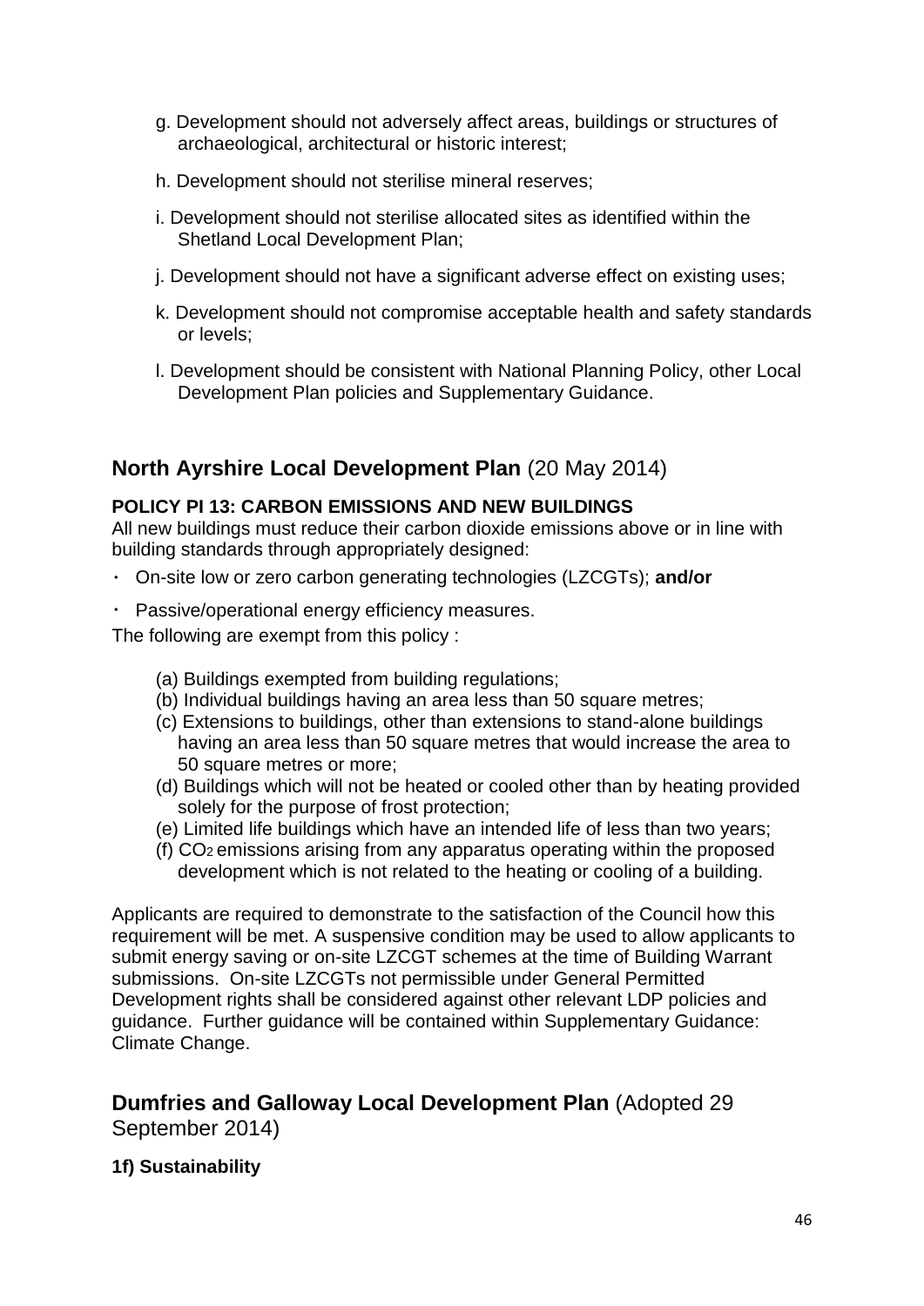g. Development should not adversely affect areas, buildings or structures of archaeological, architectural or historic interest;

h. Development should not sterilise mineral reserves;

i. Development should not sterilise allocated sites as identified within the Shetland Local Development Plan;

j. Development should not have a significant adverse effect on existing uses;

k. Development should not compromise acceptable health and safety standards or levels;

l. Development should be consistent with National Planning Policy, other Local Development Plan policies and Supplementary Guidance.

## North Ayrshire Local Development Plan (20 May 2014)

**POLICY PI 13: CARBON EMISSIONS AND NEW BUILDINGS**

All new buildings must reduce their carbon dioxide emissions above or in line with building standards through appropriately designed:

- On-site low or zero carbon generating technologies (LZCGTs); **and/or**
- Passive/operational energy efficiency measures.

The following are exempt from this policy :

(a) Buildings exempted from building regulations;
(b) Individual buildings having an area less than 50 square metres;
(c) Extensions to buildings, other than extensions to stand-alone buildings having an area less than 50 square metres that would increase the area to 50 square metres or more;
(d) Buildings which will not be heated or cooled other than by heating provided solely for the purpose of frost protection;
(e) Limited life buildings which have an intended life of less than two years;
(f) $CO_2$ emissions arising from any apparatus operating within the proposed development which is not related to the heating or cooling of a building.

Applicants are required to demonstrate to the satisfaction of the Council how this requirement will be met. A suspensive condition may be used to allow applicants to submit energy saving or on-site LZCGT schemes at the time of Building Warrant submissions. On-site LZCGTs not permissible under General Permitted Development rights shall be considered against other relevant LDP policies and guidance. Further guidance will be contained within Supplementary Guidance: Climate Change.

## Dumfries and Galloway Local Development Plan (Adopted 29 September 2014)

**1f) Sustainability**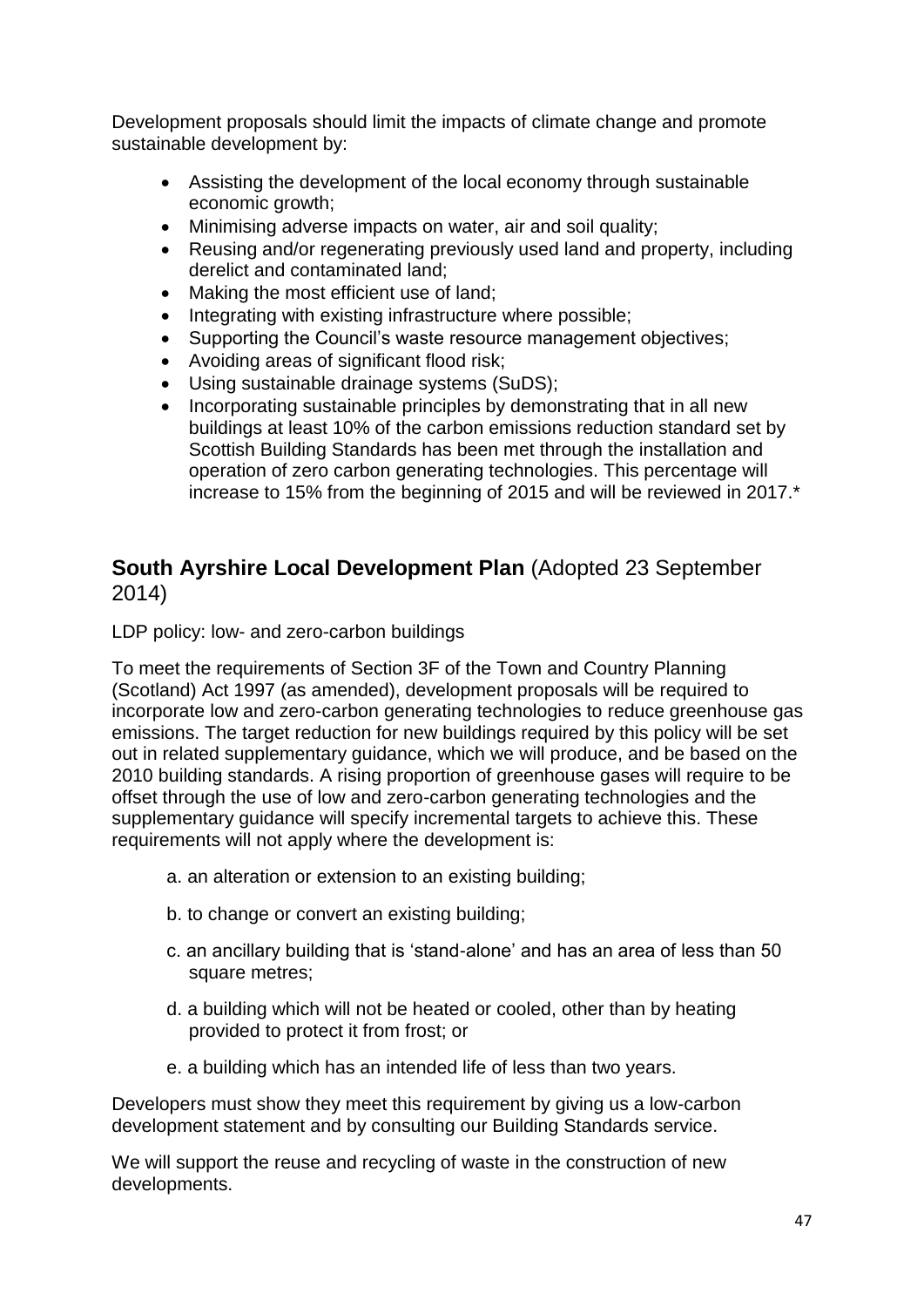Development proposals should limit the impacts of climate change and promote sustainable development by:

- Assisting the development of the local economy through sustainable economic growth;
- Minimising adverse impacts on water, air and soil quality;
- Reusing and/or regenerating previously used land and property, including derelict and contaminated land;
- Making the most efficient use of land;
- Integrating with existing infrastructure where possible;
- Supporting the Council's waste resource management objectives;
- Avoiding areas of significant flood risk;
- Using sustainable drainage systems (SuDS);
- Incorporating sustainable principles by demonstrating that in all new buildings at least 10% of the carbon emissions reduction standard set by Scottish Building Standards has been met through the installation and operation of zero carbon generating technologies. This percentage will increase to 15% from the beginning of 2015 and will be reviewed in 2017.*

## **South Ayrshire Local Development Plan** (Adopted 23 September 2014)

LDP policy: low- and zero-carbon buildings

To meet the requirements of Section 3F of the Town and Country Planning (Scotland) Act 1997 (as amended), development proposals will be required to incorporate low and zero-carbon generating technologies to reduce greenhouse gas emissions. The target reduction for new buildings required by this policy will be set out in related supplementary guidance, which we will produce, and be based on the 2010 building standards. A rising proportion of greenhouse gases will require to be offset through the use of low and zero-carbon generating technologies and the supplementary guidance will specify incremental targets to achieve this. These requirements will not apply where the development is:

a. an alteration or extension to an existing building;

b. to change or convert an existing building;

c. an ancillary building that is 'stand-alone' and has an area of less than 50 square metres;

d. a building which will not be heated or cooled, other than by heating provided to protect it from frost; or

e. a building which has an intended life of less than two years.

Developers must show they meet this requirement by giving us a low-carbon development statement and by consulting our Building Standards service.

We will support the reuse and recycling of waste in the construction of new developments.